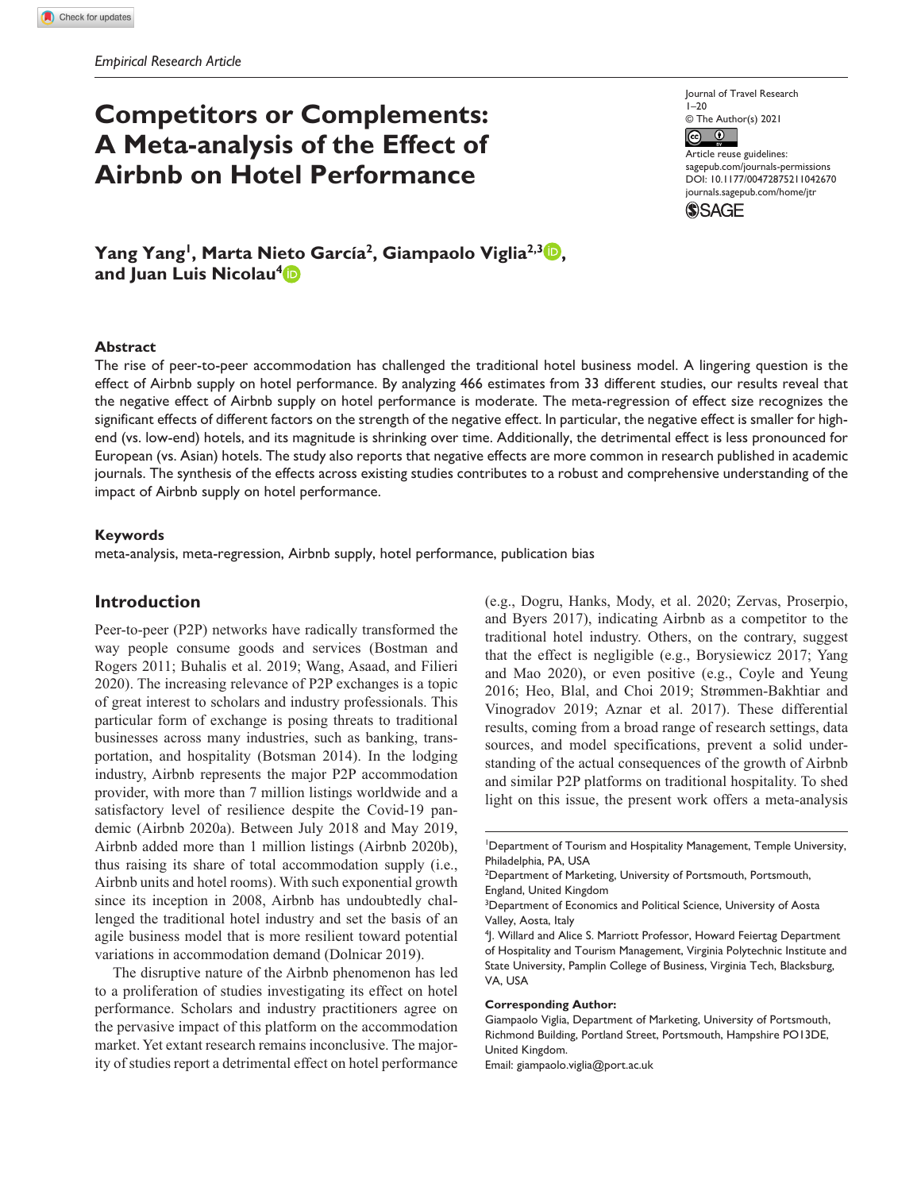*Empirical Research Article*

# Competitors or Complements: A Meta-analysis of the Effect of Airbnb on Hotel Performance

Journal of Travel Research
1–20
© The Author(s) 2021
Article reuse guidelines:
sagepub.com/journals-permissions
DOI: 10.1177/00472875211042670
journals.sagepub.com/home/jtr

**Yang Yang[1], Marta Nieto García[2], Giampaolo Viglia[2,3], and Juan Luis Nicolau[4]**

## Abstract

The rise of peer-to-peer accommodation has challenged the traditional hotel business model. A lingering question is the effect of Airbnb supply on hotel performance. By analyzing 466 estimates from 33 different studies, our results reveal that the negative effect of Airbnb supply on hotel performance is moderate. The meta-regression of effect size recognizes the significant effects of different factors on the strength of the negative effect. In particular, the negative effect is smaller for high-end (vs. low-end) hotels, and its magnitude is shrinking over time. Additionally, the detrimental effect is less pronounced for European (vs. Asian) hotels. The study also reports that negative effects are more common in research published in academic journals. The synthesis of the effects across existing studies contributes to a robust and comprehensive understanding of the impact of Airbnb supply on hotel performance.

### Keywords

meta-analysis, meta-regression, Airbnb supply, hotel performance, publication bias

## Introduction

Peer-to-peer (P2P) networks have radically transformed the way people consume goods and services (Bostman and Rogers 2011; Buhalis et al. 2019; Wang, Asaad, and Filieri 2020). The increasing relevance of P2P exchanges is a topic of great interest to scholars and industry professionals. This particular form of exchange is posing threats to traditional businesses across many industries, such as banking, transportation, and hospitality (Botsman 2014). In the lodging industry, Airbnb represents the major P2P accommodation provider, with more than 7 million listings worldwide and a satisfactory level of resilience despite the Covid-19 pandemic (Airbnb 2020a). Between July 2018 and May 2019, Airbnb added more than 1 million listings (Airbnb 2020b), thus raising its share of total accommodation supply (i.e., Airbnb units and hotel rooms). With such exponential growth since its inception in 2008, Airbnb has undoubtedly challenged the traditional hotel industry and set the basis of an agile business model that is more resilient toward potential variations in accommodation demand (Dolnicar 2019).

The disruptive nature of the Airbnb phenomenon has led to a proliferation of studies investigating its effect on hotel performance. Scholars and industry practitioners agree on the pervasive impact of this platform on the accommodation market. Yet extant research remains inconclusive. The majority of studies report a detrimental effect on hotel performance (e.g., Dogru, Hanks, Mody, et al. 2020; Zervas, Proserpio, and Byers 2017), indicating Airbnb as a competitor to the traditional hotel industry. Others, on the contrary, suggest that the effect is negligible (e.g., Borysiewicz 2017; Yang and Mao 2020), or even positive (e.g., Coyle and Yeung 2016; Heo, Blal, and Choi 2019; Strømmen-Bakhtiar and Vinogradov 2019; Aznar et al. 2017). These differential results, coming from a broad range of research settings, data sources, and model specifications, prevent a solid understanding of the actual consequences of the growth of Airbnb and similar P2P platforms on traditional hospitality. To shed light on this issue, the present work offers a meta-analysis

[1]Department of Tourism and Hospitality Management, Temple University, Philadelphia, PA, USA
[2]Department of Marketing, University of Portsmouth, Portsmouth, England, United Kingdom
[3]Department of Economics and Political Science, University of Aosta Valley, Aosta, Italy
[4]J. Willard and Alice S. Marriott Professor, Howard Feiertag Department of Hospitality and Tourism Management, Virginia Polytechnic Institute and State University, Pamplin College of Business, Virginia Tech, Blacksburg, VA, USA

**Corresponding Author:**
Giampaolo Viglia, Department of Marketing, University of Portsmouth, Richmond Building, Portland Street, Portsmouth, Hampshire PO13DE, United Kingdom.
Email: giampaolo.viglia@port.ac.uk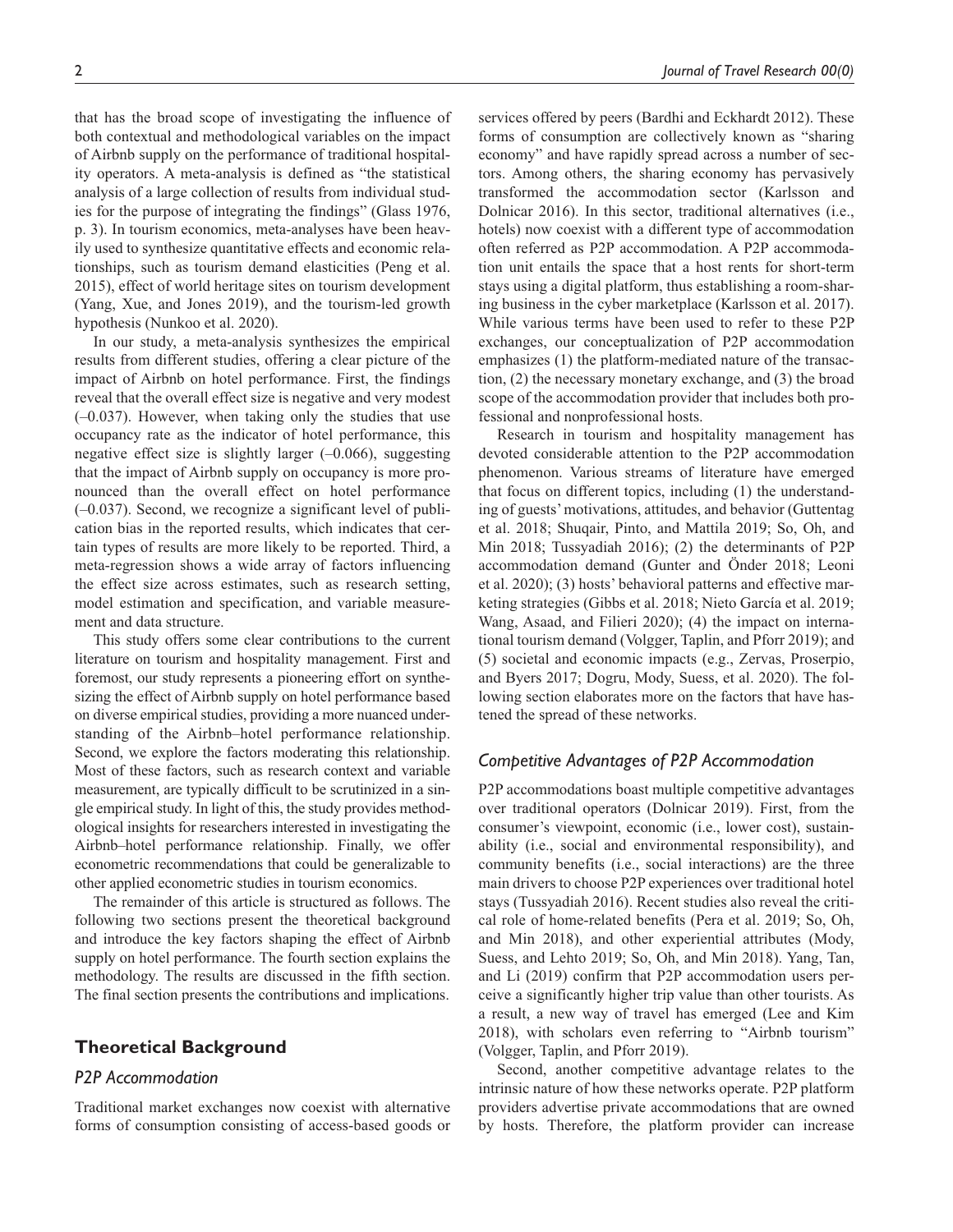that has the broad scope of investigating the influence of both contextual and methodological variables on the impact of Airbnb supply on the performance of traditional hospitality operators. A meta-analysis is defined as "the statistical analysis of a large collection of results from individual studies for the purpose of integrating the findings" (Glass 1976, p. 3). In tourism economics, meta-analyses have been heavily used to synthesize quantitative effects and economic relationships, such as tourism demand elasticities (Peng et al. 2015), effect of world heritage sites on tourism development (Yang, Xue, and Jones 2019), and the tourism-led growth hypothesis (Nunkoo et al. 2020).

In our study, a meta-analysis synthesizes the empirical results from different studies, offering a clear picture of the impact of Airbnb on hotel performance. First, the findings reveal that the overall effect size is negative and very modest (–0.037). However, when taking only the studies that use occupancy rate as the indicator of hotel performance, this negative effect size is slightly larger (–0.066), suggesting that the impact of Airbnb supply on occupancy is more pronounced than the overall effect on hotel performance (–0.037). Second, we recognize a significant level of publication bias in the reported results, which indicates that certain types of results are more likely to be reported. Third, a meta-regression shows a wide array of factors influencing the effect size across estimates, such as research setting, model estimation and specification, and variable measurement and data structure.

This study offers some clear contributions to the current literature on tourism and hospitality management. First and foremost, our study represents a pioneering effort on synthesizing the effect of Airbnb supply on hotel performance based on diverse empirical studies, providing a more nuanced understanding of the Airbnb–hotel performance relationship. Second, we explore the factors moderating this relationship. Most of these factors, such as research context and variable measurement, are typically difficult to be scrutinized in a single empirical study. In light of this, the study provides methodological insights for researchers interested in investigating the Airbnb–hotel performance relationship. Finally, we offer econometric recommendations that could be generalizable to other applied econometric studies in tourism economics.

The remainder of this article is structured as follows. The following two sections present the theoretical background and introduce the key factors shaping the effect of Airbnb supply on hotel performance. The fourth section explains the methodology. The results are discussed in the fifth section. The final section presents the contributions and implications.

## Theoretical Background

### P2P Accommodation

Traditional market exchanges now coexist with alternative forms of consumption consisting of access-based goods or services offered by peers (Bardhi and Eckhardt 2012). These forms of consumption are collectively known as "sharing economy" and have rapidly spread across a number of sectors. Among others, the sharing economy has pervasively transformed the accommodation sector (Karlsson and Dolnicar 2016). In this sector, traditional alternatives (i.e., hotels) now coexist with a different type of accommodation often referred as P2P accommodation. A P2P accommodation unit entails the space that a host rents for short-term stays using a digital platform, thus establishing a room-sharing business in the cyber marketplace (Karlsson et al. 2017). While various terms have been used to refer to these P2P exchanges, our conceptualization of P2P accommodation emphasizes (1) the platform-mediated nature of the transaction, (2) the necessary monetary exchange, and (3) the broad scope of the accommodation provider that includes both professional and nonprofessional hosts.

Research in tourism and hospitality management has devoted considerable attention to the P2P accommodation phenomenon. Various streams of literature have emerged that focus on different topics, including (1) the understanding of guests' motivations, attitudes, and behavior (Guttentag et al. 2018; Shuqair, Pinto, and Mattila 2019; So, Oh, and Min 2018; Tussyadiah 2016); (2) the determinants of P2P accommodation demand (Gunter and Önder 2018; Leoni et al. 2020); (3) hosts' behavioral patterns and effective marketing strategies (Gibbs et al. 2018; Nieto García et al. 2019; Wang, Asaad, and Filieri 2020); (4) the impact on international tourism demand (Volgger, Taplin, and Pforr 2019); and (5) societal and economic impacts (e.g., Zervas, Proserpio, and Byers 2017; Dogru, Mody, Suess, et al. 2020). The following section elaborates more on the factors that have hastened the spread of these networks.

### Competitive Advantages of P2P Accommodation

P2P accommodations boast multiple competitive advantages over traditional operators (Dolnicar 2019). First, from the consumer's viewpoint, economic (i.e., lower cost), sustainability (i.e., social and environmental responsibility), and community benefits (i.e., social interactions) are the three main drivers to choose P2P experiences over traditional hotel stays (Tussyadiah 2016). Recent studies also reveal the critical role of home-related benefits (Pera et al. 2019; So, Oh, and Min 2018), and other experiential attributes (Mody, Suess, and Lehto 2019; So, Oh, and Min 2018). Yang, Tan, and Li (2019) confirm that P2P accommodation users perceive a significantly higher trip value than other tourists. As a result, a new way of travel has emerged (Lee and Kim 2018), with scholars even referring to "Airbnb tourism" (Volgger, Taplin, and Pforr 2019).

Second, another competitive advantage relates to the intrinsic nature of how these networks operate. P2P platform providers advertise private accommodations that are owned by hosts. Therefore, the platform provider can increase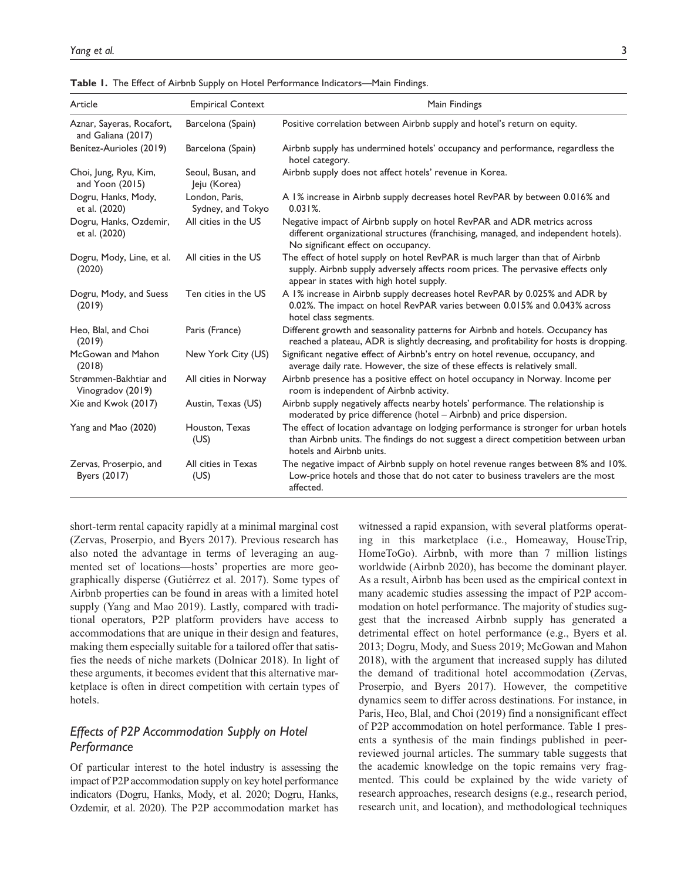**Table 1.** The Effect of Airbnb Supply on Hotel Performance Indicators—Main Findings.

| Article | Empirical Context | Main Findings |
|---|---|---|
| Aznar, Sayeras, Rocafort, and Galiana (2017) | Barcelona (Spain) | Positive correlation between Airbnb supply and hotel's return on equity. |
| Benítez-Aurioles (2019) | Barcelona (Spain) | Airbnb supply has undermined hotels' occupancy and performance, regardless the hotel category. |
| Choi, Jung, Ryu, Kim, and Yoon (2015) | Seoul, Busan, and Jeju (Korea) | Airbnb supply does not affect hotels' revenue in Korea. |
| Dogru, Hanks, Mody, et al. (2020) | London, Paris, Sydney, and Tokyo | A 1% increase in Airbnb supply decreases hotel RevPAR by between 0.016% and 0.031%. |
| Dogru, Hanks, Ozdemir, et al. (2020) | All cities in the US | Negative impact of Airbnb supply on hotel RevPAR and ADR metrics across different organizational structures (franchising, managed, and independent hotels). No significant effect on occupancy. |
| Dogru, Mody, Line, et al. (2020) | All cities in the US | The effect of hotel supply on hotel RevPAR is much larger than that of Airbnb supply. Airbnb supply adversely affects room prices. The pervasive effects only appear in states with high hotel supply. |
| Dogru, Mody, and Suess (2019) | Ten cities in the US | A 1% increase in Airbnb supply decreases hotel RevPAR by 0.025% and ADR by 0.02%. The impact on hotel RevPAR varies between 0.015% and 0.043% across hotel class segments. |
| Heo, Blal, and Choi (2019) | Paris (France) | Different growth and seasonality patterns for Airbnb and hotels. Occupancy has reached a plateau, ADR is slightly decreasing, and profitability for hosts is dropping. |
| McGowan and Mahon (2018) | New York City (US) | Significant negative effect of Airbnb's entry on hotel revenue, occupancy, and average daily rate. However, the size of these effects is relatively small. |
| Strømmen-Bakhtiar and Vinogradov (2019) | All cities in Norway | Airbnb presence has a positive effect on hotel occupancy in Norway. Income per room is independent of Airbnb activity. |
| Xie and Kwok (2017) | Austin, Texas (US) | Airbnb supply negatively affects nearby hotels' performance. The relationship is moderated by price difference (hotel – Airbnb) and price dispersion. |
| Yang and Mao (2020) | Houston, Texas (US) | The effect of location advantage on lodging performance is stronger for urban hotels than Airbnb units. The findings do not suggest a direct competition between urban hotels and Airbnb units. |
| Zervas, Proserpio, and Byers (2017) | All cities in Texas (US) | The negative impact of Airbnb supply on hotel revenue ranges between 8% and 10%. Low-price hotels and those that do not cater to business travelers are the most affected. |

short-term rental capacity rapidly at a minimal marginal cost (Zervas, Proserpio, and Byers 2017). Previous research has also noted the advantage in terms of leveraging an augmented set of locations—hosts' properties are more geographically disperse (Gutiérrez et al. 2017). Some types of Airbnb properties can be found in areas with a limited hotel supply (Yang and Mao 2019). Lastly, compared with traditional operators, P2P platform providers have access to accommodations that are unique in their design and features, making them especially suitable for a tailored offer that satisfies the needs of niche markets (Dolnicar 2018). In light of these arguments, it becomes evident that this alternative marketplace is often in direct competition with certain types of hotels.

## *Effects of P2P Accommodation Supply on Hotel Performance*

Of particular interest to the hotel industry is assessing the impact of P2P accommodation supply on key hotel performance indicators (Dogru, Hanks, Mody, et al. 2020; Dogru, Hanks, Ozdemir, et al. 2020). The P2P accommodation market has witnessed a rapid expansion, with several platforms operating in this marketplace (i.e., Homeaway, HouseTrip, HomeToGo). Airbnb, with more than 7 million listings worldwide (Airbnb 2020), has become the dominant player. As a result, Airbnb has been used as the empirical context in many academic studies assessing the impact of P2P accommodation on hotel performance. The majority of studies suggest that the increased Airbnb supply has generated a detrimental effect on hotel performance (e.g., Byers et al. 2013; Dogru, Mody, and Suess 2019; McGowan and Mahon 2018), with the argument that increased supply has diluted the demand of traditional hotel accommodation (Zervas, Proserpio, and Byers 2017). However, the competitive dynamics seem to differ across destinations. For instance, in Paris, Heo, Blal, and Choi (2019) find a nonsignificant effect of P2P accommodation on hotel performance. Table 1 presents a synthesis of the main findings published in peer-reviewed journal articles. The summary table suggests that the academic knowledge on the topic remains very fragmented. This could be explained by the wide variety of research approaches, research designs (e.g., research period, research unit, and location), and methodological techniques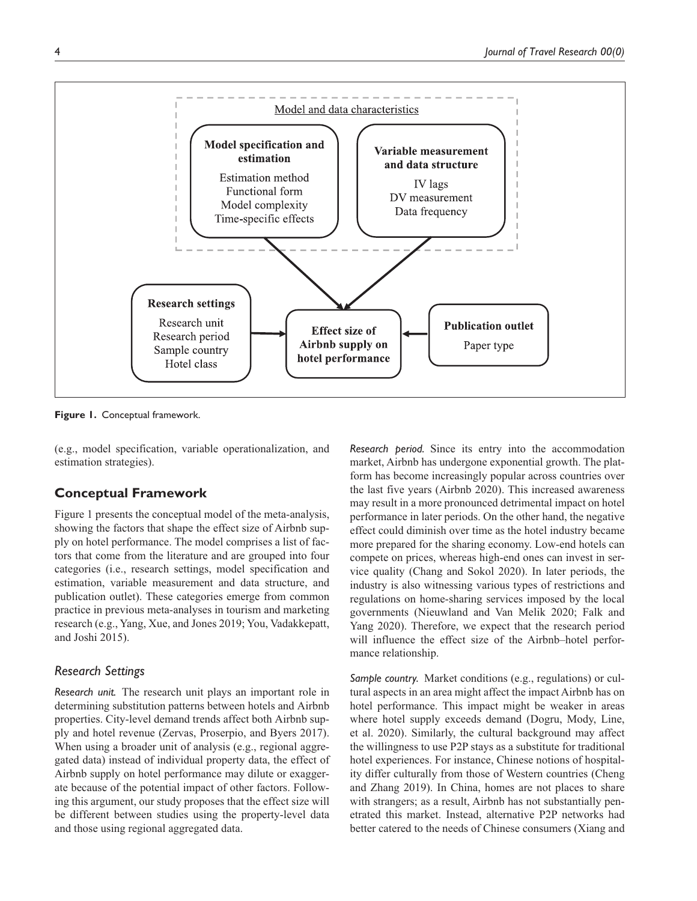Model and data characteristics

**Model specification and estimation**
Estimation method
Functional form
Model complexity
Time-specific effects

**Variable measurement and data structure**
IV lags
DV measurement
Data frequency

**Research settings**
Research unit
Research period
Sample country
Hotel class

**Effect size of Airbnb supply on hotel performance**

**Publication outlet**
Paper type

**Figure 1.** Conceptual framework.

(e.g., model specification, variable operationalization, and estimation strategies).

## Conceptual Framework

Figure 1 presents the conceptual model of the meta-analysis, showing the factors that shape the effect size of Airbnb supply on hotel performance. The model comprises a list of factors that come from the literature and are grouped into four categories (i.e., research settings, model specification and estimation, variable measurement and data structure, and publication outlet). These categories emerge from common practice in previous meta-analyses in tourism and marketing research (e.g., Yang, Xue, and Jones 2019; You, Vadakkepatt, and Joshi 2015).

### Research Settings

*Research unit.* The research unit plays an important role in determining substitution patterns between hotels and Airbnb properties. City-level demand trends affect both Airbnb supply and hotel revenue (Zervas, Proserpio, and Byers 2017). When using a broader unit of analysis (e.g., regional aggregated data) instead of individual property data, the effect of Airbnb supply on hotel performance may dilute or exaggerate because of the potential impact of other factors. Following this argument, our study proposes that the effect size will be different between studies using the property-level data and those using regional aggregated data.

*Research period.* Since its entry into the accommodation market, Airbnb has undergone exponential growth. The platform has become increasingly popular across countries over the last five years (Airbnb 2020). This increased awareness may result in a more pronounced detrimental impact on hotel performance in later periods. On the other hand, the negative effect could diminish over time as the hotel industry became more prepared for the sharing economy. Low-end hotels can compete on prices, whereas high-end ones can invest in service quality (Chang and Sokol 2020). In later periods, the industry is also witnessing various types of restrictions and regulations on home-sharing services imposed by the local governments (Nieuwland and Van Melik 2020; Falk and Yang 2020). Therefore, we expect that the research period will influence the effect size of the Airbnb–hotel performance relationship.

*Sample country.* Market conditions (e.g., regulations) or cultural aspects in an area might affect the impact Airbnb has on hotel performance. This impact might be weaker in areas where hotel supply exceeds demand (Dogru, Mody, Line, et al. 2020). Similarly, the cultural background may affect the willingness to use P2P stays as a substitute for traditional hotel experiences. For instance, Chinese notions of hospitality differ culturally from those of Western countries (Cheng and Zhang 2019). In China, homes are not places to share with strangers; as a result, Airbnb has not substantially penetrated this market. Instead, alternative P2P networks had better catered to the needs of Chinese consumers (Xiang and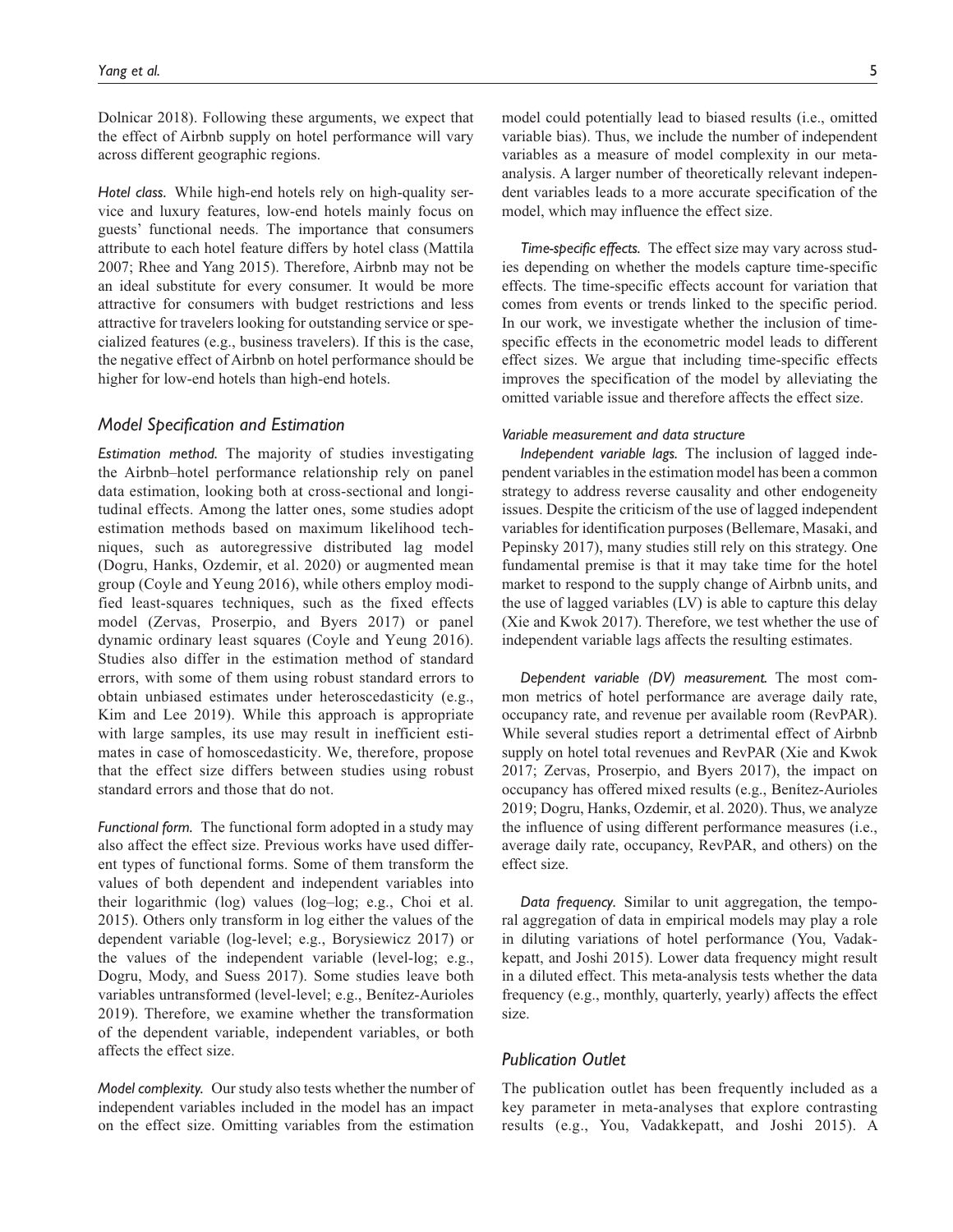Dolnicar 2018). Following these arguments, we expect that the effect of Airbnb supply on hotel performance will vary across different geographic regions.

*Hotel class.* While high-end hotels rely on high-quality service and luxury features, low-end hotels mainly focus on guests' functional needs. The importance that consumers attribute to each hotel feature differs by hotel class (Mattila 2007; Rhee and Yang 2015). Therefore, Airbnb may not be an ideal substitute for every consumer. It would be more attractive for consumers with budget restrictions and less attractive for travelers looking for outstanding service or specialized features (e.g., business travelers). If this is the case, the negative effect of Airbnb on hotel performance should be higher for low-end hotels than high-end hotels.

### *Model Specification and Estimation*

*Estimation method.* The majority of studies investigating the Airbnb–hotel performance relationship rely on panel data estimation, looking both at cross-sectional and longitudinal effects. Among the latter ones, some studies adopt estimation methods based on maximum likelihood techniques, such as autoregressive distributed lag model (Dogru, Hanks, Ozdemir, et al. 2020) or augmented mean group (Coyle and Yeung 2016), while others employ modified least-squares techniques, such as the fixed effects model (Zervas, Proserpio, and Byers 2017) or panel dynamic ordinary least squares (Coyle and Yeung 2016). Studies also differ in the estimation method of standard errors, with some of them using robust standard errors to obtain unbiased estimates under heteroscedasticity (e.g., Kim and Lee 2019). While this approach is appropriate with large samples, its use may result in inefficient estimates in case of homoscedasticity. We, therefore, propose that the effect size differs between studies using robust standard errors and those that do not.

*Functional form.* The functional form adopted in a study may also affect the effect size. Previous works have used different types of functional forms. Some of them transform the values of both dependent and independent variables into their logarithmic (log) values (log–log; e.g., Choi et al. 2015). Others only transform in log either the values of the dependent variable (log-level; e.g., Borysiewicz 2017) or the values of the independent variable (level-log; e.g., Dogru, Mody, and Suess 2017). Some studies leave both variables untransformed (level-level; e.g., Benítez-Aurioles 2019). Therefore, we examine whether the transformation of the dependent variable, independent variables, or both affects the effect size.

*Model complexity.* Our study also tests whether the number of independent variables included in the model has an impact on the effect size. Omitting variables from the estimation model could potentially lead to biased results (i.e., omitted variable bias). Thus, we include the number of independent variables as a measure of model complexity in our meta-analysis. A larger number of theoretically relevant independent variables leads to a more accurate specification of the model, which may influence the effect size.

*Time-specific effects.* The effect size may vary across studies depending on whether the models capture time-specific effects. The time-specific effects account for variation that comes from events or trends linked to the specific period. In our work, we investigate whether the inclusion of time-specific effects in the econometric model leads to different effect sizes. We argue that including time-specific effects improves the specification of the model by alleviating the omitted variable issue and therefore affects the effect size.

#### *Variable measurement and data structure*

*Independent variable lags.* The inclusion of lagged independent variables in the estimation model has been a common strategy to address reverse causality and other endogeneity issues. Despite the criticism of the use of lagged independent variables for identification purposes (Bellemare, Masaki, and Pepinsky 2017), many studies still rely on this strategy. One fundamental premise is that it may take time for the hotel market to respond to the supply change of Airbnb units, and the use of lagged variables (LV) is able to capture this delay (Xie and Kwok 2017). Therefore, we test whether the use of independent variable lags affects the resulting estimates.

*Dependent variable (DV) measurement.* The most common metrics of hotel performance are average daily rate, occupancy rate, and revenue per available room (RevPAR). While several studies report a detrimental effect of Airbnb supply on hotel total revenues and RevPAR (Xie and Kwok 2017; Zervas, Proserpio, and Byers 2017), the impact on occupancy has offered mixed results (e.g., Benítez-Aurioles 2019; Dogru, Hanks, Ozdemir, et al. 2020). Thus, we analyze the influence of using different performance measures (i.e., average daily rate, occupancy, RevPAR, and others) on the effect size.

*Data frequency.* Similar to unit aggregation, the temporal aggregation of data in empirical models may play a role in diluting variations of hotel performance (You, Vadakkepatt, and Joshi 2015). Lower data frequency might result in a diluted effect. This meta-analysis tests whether the data frequency (e.g., monthly, quarterly, yearly) affects the effect size.

### *Publication Outlet*

The publication outlet has been frequently included as a key parameter in meta-analyses that explore contrasting results (e.g., You, Vadakkepatt, and Joshi 2015). A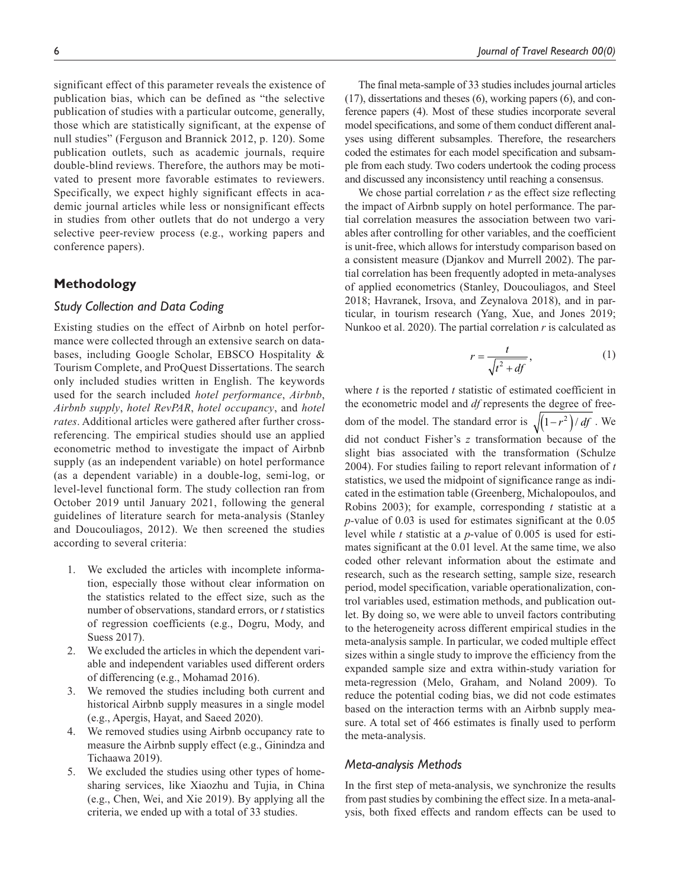significant effect of this parameter reveals the existence of publication bias, which can be defined as "the selective publication of studies with a particular outcome, generally, those which are statistically significant, at the expense of null studies" (Ferguson and Brannick 2012, p. 120). Some publication outlets, such as academic journals, require double-blind reviews. Therefore, the authors may be motivated to present more favorable estimates to reviewers. Specifically, we expect highly significant effects in academic journal articles while less or nonsignificant effects in studies from other outlets that do not undergo a very selective peer-review process (e.g., working papers and conference papers).

## Methodology

### Study Collection and Data Coding

Existing studies on the effect of Airbnb on hotel performance were collected through an extensive search on databases, including Google Scholar, EBSCO Hospitality & Tourism Complete, and ProQuest Dissertations. The search only included studies written in English. The keywords used for the search included *hotel performance*, *Airbnb*, *Airbnb supply*, *hotel RevPAR*, *hotel occupancy*, and *hotel rates*. Additional articles were gathered after further cross-referencing. The empirical studies should use an applied econometric method to investigate the impact of Airbnb supply (as an independent variable) on hotel performance (as a dependent variable) in a double-log, semi-log, or level-level functional form. The study collection ran from October 2019 until January 2021, following the general guidelines of literature search for meta-analysis (Stanley and Doucouliagos, 2012). We then screened the studies according to several criteria:

1. We excluded the articles with incomplete information, especially those without clear information on the statistics related to the effect size, such as the number of observations, standard errors, or *t* statistics of regression coefficients (e.g., Dogru, Mody, and Suess 2017).
2. We excluded the articles in which the dependent variable and independent variables used different orders of differencing (e.g., Mohamad 2016).
3. We removed the studies including both current and historical Airbnb supply measures in a single model (e.g., Apergis, Hayat, and Saeed 2020).
4. We removed studies using Airbnb occupancy rate to measure the Airbnb supply effect (e.g., Ginindza and Tichaawa 2019).
5. We excluded the studies using other types of home-sharing services, like Xiaozhu and Tujia, in China (e.g., Chen, Wei, and Xie 2019). By applying all the criteria, we ended up with a total of 33 studies.

The final meta-sample of 33 studies includes journal articles (17), dissertations and theses (6), working papers (6), and conference papers (4). Most of these studies incorporate several model specifications, and some of them conduct different analyses using different subsamples. Therefore, the researchers coded the estimates for each model specification and subsample from each study. Two coders undertook the coding process and discussed any inconsistency until reaching a consensus.

We chose partial correlation $r$ as the effect size reflecting the impact of Airbnb supply on hotel performance. The partial correlation measures the association between two variables after controlling for other variables, and the coefficient is unit-free, which allows for interstudy comparison based on a consistent measure (Djankov and Murrell 2002). The partial correlation has been frequently adopted in meta-analyses of applied econometrics (Stanley, Doucouliagos, and Steel 2018; Havranek, Irsova, and Zeynalova 2018), and in particular, in tourism research (Yang, Xue, and Jones 2019; Nunkoo et al. 2020). The partial correlation $r$ is calculated as

$$r = \frac{t}{\sqrt{t^2 + df}}, \tag{1}$$

where $t$ is the reported $t$ statistic of estimated coefficient in the econometric model and $df$ represents the degree of freedom of the model. The standard error is $\sqrt{\left(1 - r^2\right)/df}$. We did not conduct Fisher's $z$ transformation because of the slight bias associated with the transformation (Schulze 2004). For studies failing to report relevant information of $t$ statistics, we used the midpoint of significance range as indicated in the estimation table (Greenberg, Michalopoulos, and Robins 2003); for example, corresponding $t$ statistic at a $p$-value of 0.03 is used for estimates significant at the 0.05 level while $t$ statistic at a $p$-value of 0.005 is used for estimates significant at the 0.01 level. At the same time, we also coded other relevant information about the estimate and research, such as the research setting, sample size, research period, model specification, variable operationalization, control variables used, estimation methods, and publication outlet. By doing so, we were able to unveil factors contributing to the heterogeneity across different empirical studies in the meta-analysis sample. In particular, we coded multiple effect sizes within a single study to improve the efficiency from the expanded sample size and extra within-study variation for meta-regression (Melo, Graham, and Noland 2009). To reduce the potential coding bias, we did not code estimates based on the interaction terms with an Airbnb supply measure. A total set of 466 estimates is finally used to perform the meta-analysis.

### Meta-analysis Methods

In the first step of meta-analysis, we synchronize the results from past studies by combining the effect size. In a meta-analysis, both fixed effects and random effects can be used to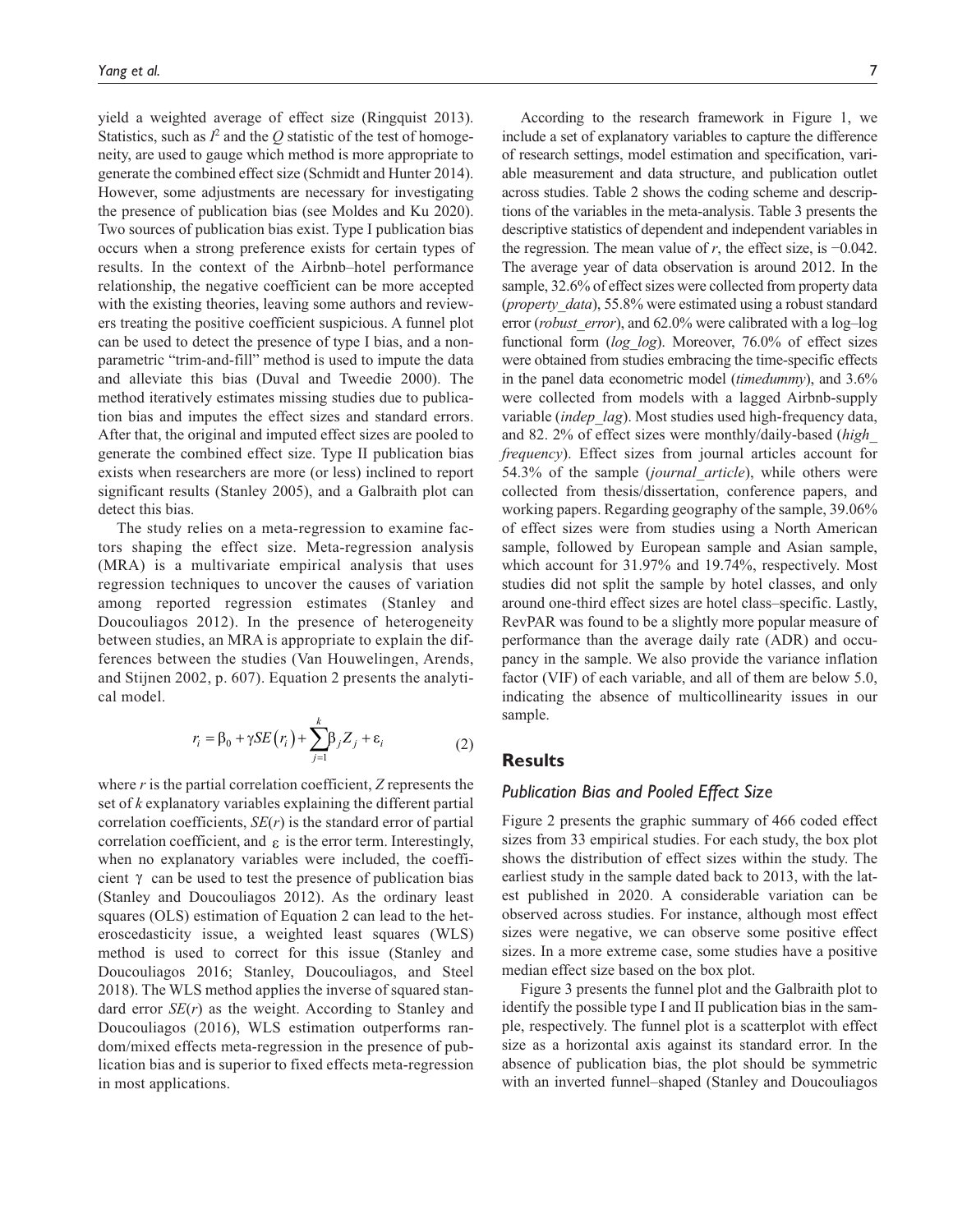yield a weighted average of effect size (Ringquist 2013). Statistics, such as $I^2$ and the $Q$ statistic of the test of homogeneity, are used to gauge which method is more appropriate to generate the combined effect size (Schmidt and Hunter 2014). However, some adjustments are necessary for investigating the presence of publication bias (see Moldes and Ku 2020). Two sources of publication bias exist. Type I publication bias occurs when a strong preference exists for certain types of results. In the context of the Airbnb–hotel performance relationship, the negative coefficient can be more accepted with the existing theories, leaving some authors and reviewers treating the positive coefficient suspicious. A funnel plot can be used to detect the presence of type I bias, and a nonparametric "trim-and-fill" method is used to impute the data and alleviate this bias (Duval and Tweedie 2000). The method iteratively estimates missing studies due to publication bias and imputes the effect sizes and standard errors. After that, the original and imputed effect sizes are pooled to generate the combined effect size. Type II publication bias exists when researchers are more (or less) inclined to report significant results (Stanley 2005), and a Galbraith plot can detect this bias.

The study relies on a meta-regression to examine factors shaping the effect size. Meta-regression analysis (MRA) is a multivariate empirical analysis that uses regression techniques to uncover the causes of variation among reported regression estimates (Stanley and Doucouliagos 2012). In the presence of heterogeneity between studies, an MRA is appropriate to explain the differences between the studies (Van Houwelingen, Arends, and Stijnen 2002, p. 607). Equation 2 presents the analytical model.

$$r_i = \beta_0 + \gamma SE(r_i) + \sum_{j=1}^{k} \beta_j Z_j + \varepsilon_i \tag{2}$$

where $r$ is the partial correlation coefficient, $Z$ represents the set of $k$ explanatory variables explaining the different partial correlation coefficients, $SE(r)$ is the standard error of partial correlation coefficient, and $\varepsilon$ is the error term. Interestingly, when no explanatory variables were included, the coefficient $\gamma$ can be used to test the presence of publication bias (Stanley and Doucouliagos 2012). As the ordinary least squares (OLS) estimation of Equation 2 can lead to the heteroscedasticity issue, a weighted least squares (WLS) method is used to correct for this issue (Stanley and Doucouliagos 2016; Stanley, Doucouliagos, and Steel 2018). The WLS method applies the inverse of squared standard error $SE(r)$ as the weight. According to Stanley and Doucouliagos (2016), WLS estimation outperforms random/mixed effects meta-regression in the presence of publication bias and is superior to fixed effects meta-regression in most applications.

According to the research framework in Figure 1, we include a set of explanatory variables to capture the difference of research settings, model estimation and specification, variable measurement and data structure, and publication outlet across studies. Table 2 shows the coding scheme and descriptions of the variables in the meta-analysis. Table 3 presents the descriptive statistics of dependent and independent variables in the regression. The mean value of $r$, the effect size, is −0.042. The average year of data observation is around 2012. In the sample, 32.6% of effect sizes were collected from property data (*property_data*), 55.8% were estimated using a robust standard error (*robust_error*), and 62.0% were calibrated with a log–log functional form (*log_log*). Moreover, 76.0% of effect sizes were obtained from studies embracing the time-specific effects in the panel data econometric model (*timedummy*), and 3.6% were collected from models with a lagged Airbnb-supply variable (*indep_lag*). Most studies used high-frequency data, and 82. 2% of effect sizes were monthly/daily-based (*high_frequency*). Effect sizes from journal articles account for 54.3% of the sample (*journal_article*), while others were collected from thesis/dissertation, conference papers, and working papers. Regarding geography of the sample, 39.06% of effect sizes were from studies using a North American sample, followed by European sample and Asian sample, which account for 31.97% and 19.74%, respectively. Most studies did not split the sample by hotel classes, and only around one-third effect sizes are hotel class–specific. Lastly, RevPAR was found to be a slightly more popular measure of performance than the average daily rate (ADR) and occupancy in the sample. We also provide the variance inflation factor (VIF) of each variable, and all of them are below 5.0, indicating the absence of multicollinearity issues in our sample.

## Results

### Publication Bias and Pooled Effect Size

Figure 2 presents the graphic summary of 466 coded effect sizes from 33 empirical studies. For each study, the box plot shows the distribution of effect sizes within the study. The earliest study in the sample dated back to 2013, with the latest published in 2020. A considerable variation can be observed across studies. For instance, although most effect sizes were negative, we can observe some positive effect sizes. In a more extreme case, some studies have a positive median effect size based on the box plot.

Figure 3 presents the funnel plot and the Galbraith plot to identify the possible type I and II publication bias in the sample, respectively. The funnel plot is a scatterplot with effect size as a horizontal axis against its standard error. In the absence of publication bias, the plot should be symmetric with an inverted funnel–shaped (Stanley and Doucouliagos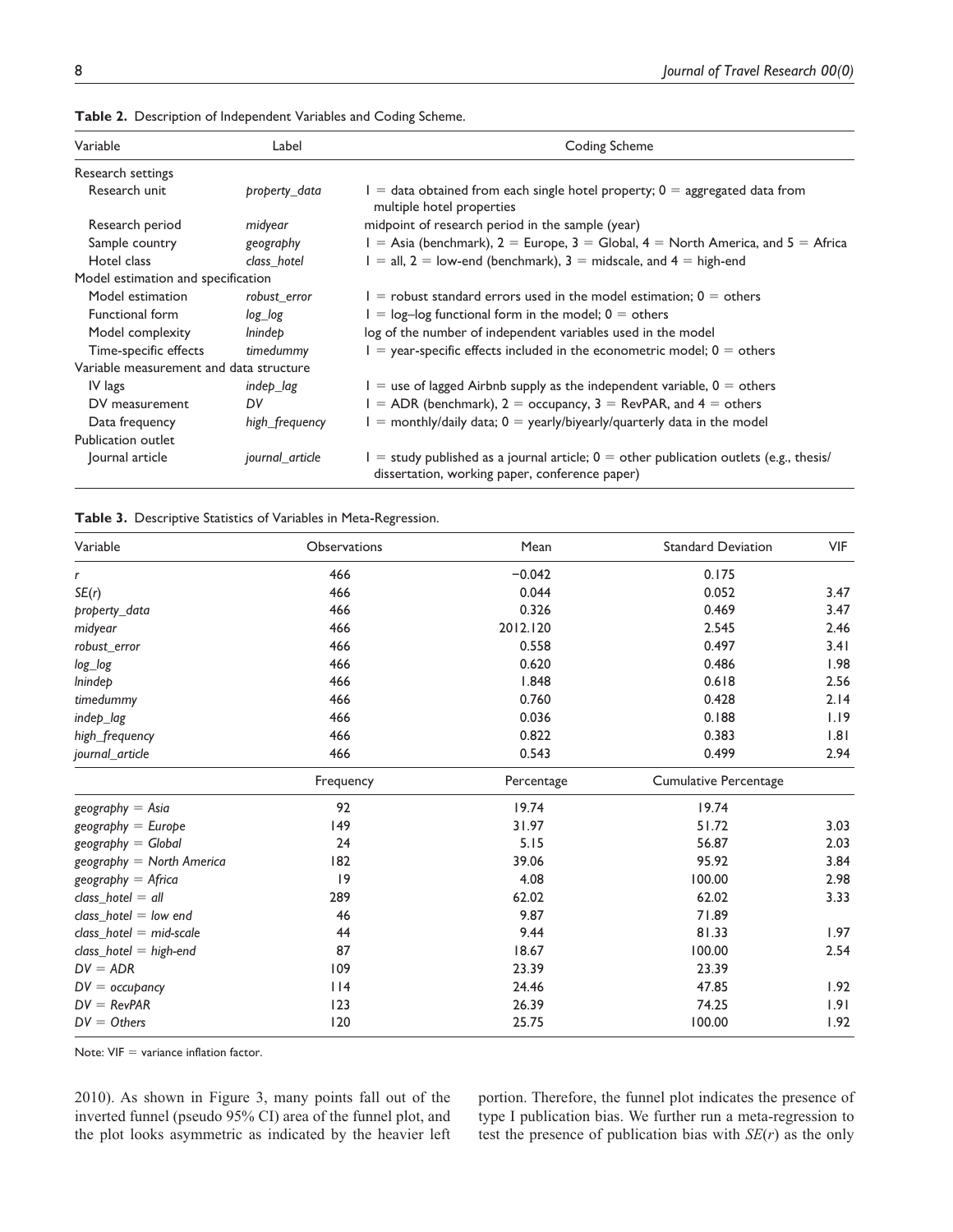**Table 2.** Description of Independent Variables and Coding Scheme.

| Variable | Label | Coding Scheme |
|---|---|---|
| Research settings | | |
| Research unit | *property_data* | 1 = data obtained from each single hotel property; 0 = aggregated data from multiple hotel properties |
| Research period | *midyear* | midpoint of research period in the sample (year) |
| Sample country | *geography* | 1 = Asia (benchmark), 2 = Europe, 3 = Global, 4 = North America, and 5 = Africa |
| Hotel class | *class_hotel* | 1 = all, 2 = low-end (benchmark), 3 = midscale, and 4 = high-end |
| Model estimation and specification | | |
| Model estimation | *robust_error* | 1 = robust standard errors used in the model estimation; 0 = others |
| Functional form | *log_log* | 1 = log–log functional form in the model; 0 = others |
| Model complexity | *lnindep* | log of the number of independent variables used in the model |
| Time-specific effects | *timedummy* | 1 = year-specific effects included in the econometric model; 0 = others |
| Variable measurement and data structure | | |
| IV lags | *indep_lag* | 1 = use of lagged Airbnb supply as the independent variable, 0 = others |
| DV measurement | *DV* | 1 = ADR (benchmark), 2 = occupancy, 3 = RevPAR, and 4 = others |
| Data frequency | *high_frequency* | 1 = monthly/daily data; 0 = yearly/biyearly/quarterly data in the model |
| Publication outlet | | |
| Journal article | *journal_article* | 1 = study published as a journal article; 0 = other publication outlets (e.g., thesis/dissertation, working paper, conference paper) |

**Table 3.** Descriptive Statistics of Variables in Meta-Regression.

| Variable | Observations | Mean | Standard Deviation | VIF |
|---|---|---|---|---|
| *r* | 466 | −0.042 | 0.175 | |
| *SE*(*r*) | 466 | 0.044 | 0.052 | 3.47 |
| *property_data* | 466 | 0.326 | 0.469 | 3.47 |
| *midyear* | 466 | 2012.120 | 2.545 | 2.46 |
| *robust_error* | 466 | 0.558 | 0.497 | 3.41 |
| *log_log* | 466 | 0.620 | 0.486 | 1.98 |
| *lnindep* | 466 | 1.848 | 0.618 | 2.56 |
| *timedummy* | 466 | 0.760 | 0.428 | 2.14 |
| *indep_lag* | 466 | 0.036 | 0.188 | 1.19 |
| *high_frequency* | 466 | 0.822 | 0.383 | 1.81 |
| *journal_article* | 466 | 0.543 | 0.499 | 2.94 |
| | **Frequency** | **Percentage** | **Cumulative Percentage** | |
| *geography = Asia* | 92 | 19.74 | 19.74 | |
| *geography = Europe* | 149 | 31.97 | 51.72 | 3.03 |
| *geography = Global* | 24 | 5.15 | 56.87 | 2.03 |
| *geography = North America* | 182 | 39.06 | 95.92 | 3.84 |
| *geography = Africa* | 19 | 4.08 | 100.00 | 2.98 |
| *class_hotel = all* | 289 | 62.02 | 62.02 | 3.33 |
| *class_hotel = low end* | 46 | 9.87 | 71.89 | |
| *class_hotel = mid-scale* | 44 | 9.44 | 81.33 | 1.97 |
| *class_hotel = high-end* | 87 | 18.67 | 100.00 | 2.54 |
| *DV = ADR* | 109 | 23.39 | 23.39 | |
| *DV = occupancy* | 114 | 24.46 | 47.85 | 1.92 |
| *DV = RevPAR* | 123 | 26.39 | 74.25 | 1.91 |
| *DV = Others* | 120 | 25.75 | 100.00 | 1.92 |

Note: VIF = variance inflation factor.

2010). As shown in Figure 3, many points fall out of the inverted funnel (pseudo 95% CI) area of the funnel plot, and the plot looks asymmetric as indicated by the heavier left portion. Therefore, the funnel plot indicates the presence of type I publication bias. We further run a meta-regression to test the presence of publication bias with *SE*(*r*) as the only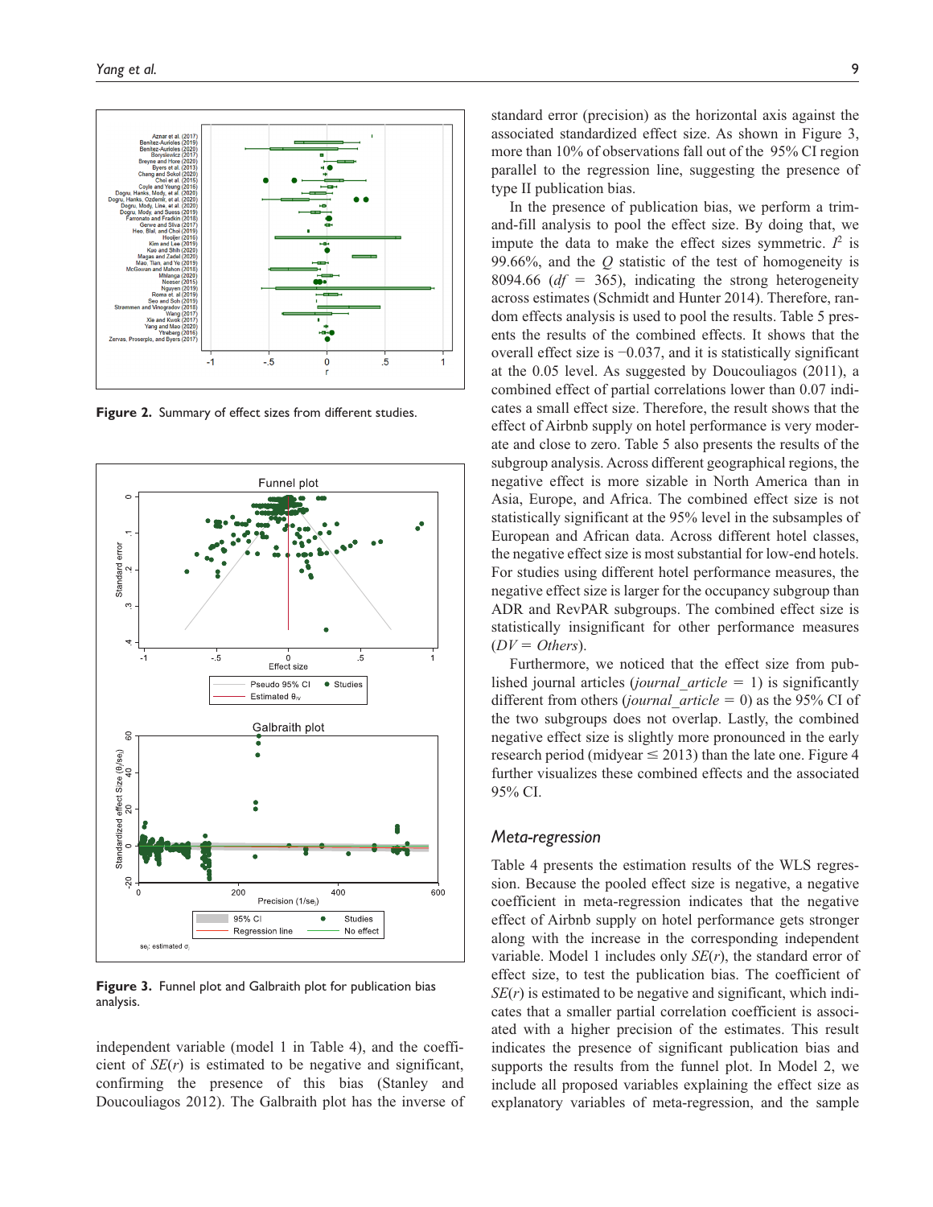Figure 2. Summary of effect sizes from different studies.

Figure 3. Funnel plot and Galbraith plot for publication bias analysis.

independent variable (model 1 in Table 4), and the coefficient of $SE(r)$ is estimated to be negative and significant, confirming the presence of this bias (Stanley and Doucouliagos 2012). The Galbraith plot has the inverse of standard error (precision) as the horizontal axis against the associated standardized effect size. As shown in Figure 3, more than 10% of observations fall out of the 95% CI region parallel to the regression line, suggesting the presence of type II publication bias.

In the presence of publication bias, we perform a trim-and-fill analysis to pool the effect size. By doing that, we impute the data to make the effect sizes symmetric. $I^2$ is 99.66%, and the $Q$ statistic of the test of homogeneity is 8094.66 ($df$ = 365), indicating the strong heterogeneity across estimates (Schmidt and Hunter 2014). Therefore, random effects analysis is used to pool the results. Table 5 presents the results of the combined effects. It shows that the overall effect size is −0.037, and it is statistically significant at the 0.05 level. As suggested by Doucouliagos (2011), a combined effect of partial correlations lower than 0.07 indicates a small effect size. Therefore, the result shows that the effect of Airbnb supply on hotel performance is very moderate and close to zero. Table 5 also presents the results of the subgroup analysis. Across different geographical regions, the negative effect is more sizable in North America than in Asia, Europe, and Africa. The combined effect size is not statistically significant at the 95% level in the subsamples of European and African data. Across different hotel classes, the negative effect size is most substantial for low-end hotels. For studies using different hotel performance measures, the negative effect size is larger for the occupancy subgroup than ADR and RevPAR subgroups. The combined effect size is statistically insignificant for other performance measures (*DV = Others*).

Furthermore, we noticed that the effect size from published journal articles (*journal_article* = 1) is significantly different from others (*journal_article* = 0) as the 95% CI of the two subgroups does not overlap. Lastly, the combined negative effect size is slightly more pronounced in the early research period (midyear ≤ 2013) than the late one. Figure 4 further visualizes these combined effects and the associated 95% CI.

### Meta-regression

Table 4 presents the estimation results of the WLS regression. Because the pooled effect size is negative, a negative coefficient in meta-regression indicates that the negative effect of Airbnb supply on hotel performance gets stronger along with the increase in the corresponding independent variable. Model 1 includes only $SE(r)$, the standard error of effect size, to test the publication bias. The coefficient of $SE(r)$ is estimated to be negative and significant, which indicates that a smaller partial correlation coefficient is associated with a higher precision of the estimates. This result indicates the presence of significant publication bias and supports the results from the funnel plot. In Model 2, we include all proposed variables explaining the effect size as explanatory variables of meta-regression, and the sample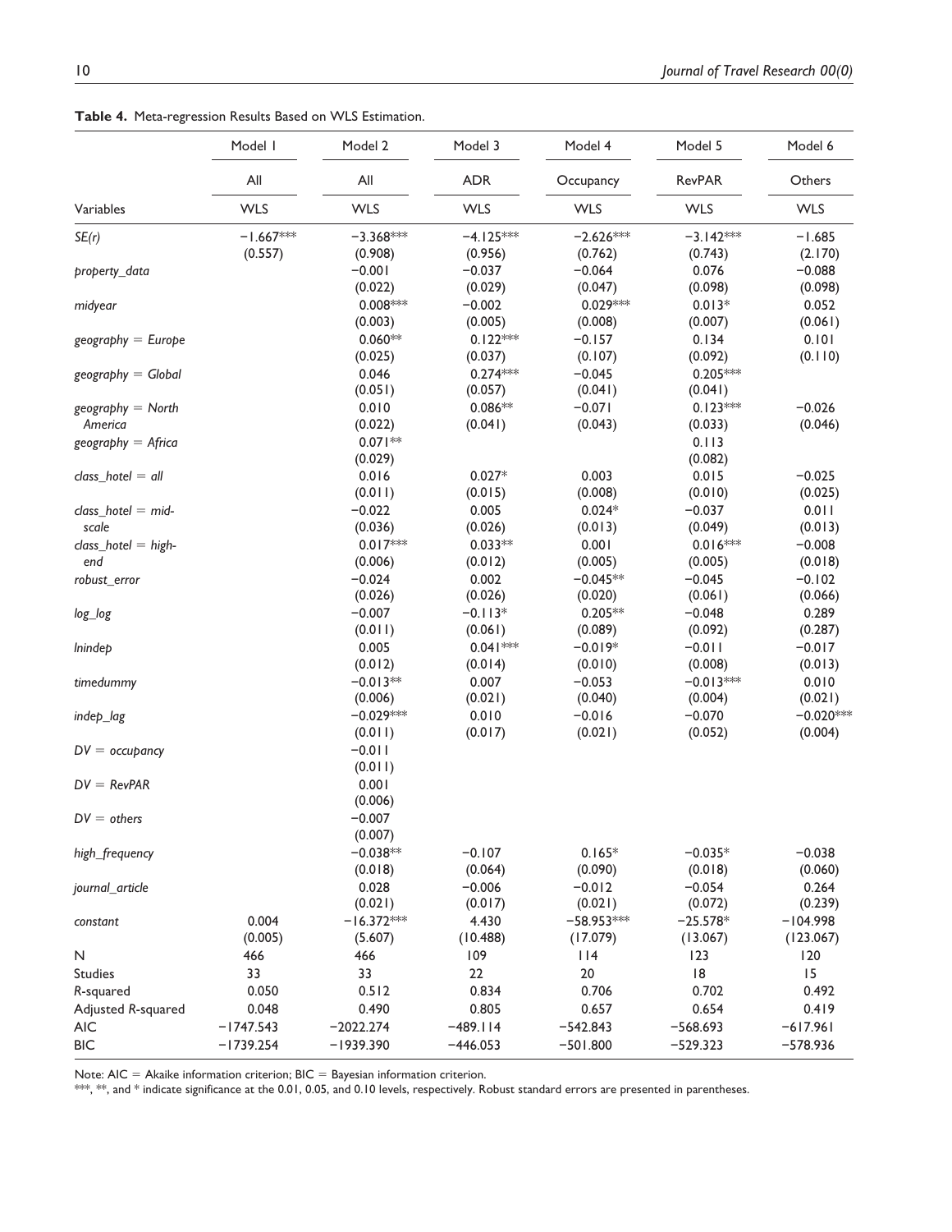**Table 4.** Meta-regression Results Based on WLS Estimation.

| | Model 1 | Model 2 | Model 3 | Model 4 | Model 5 | Model 6 |
|---|---|---|---|---|---|---|
| | All | All | ADR | Occupancy | RevPAR | Others |
| Variables | WLS | WLS | WLS | WLS | WLS | WLS |
| *SE(r)* | −1.667*** | −3.368*** | −4.125*** | −2.626*** | −3.142*** | −1.685 |
| | (0.557) | (0.908) | (0.956) | (0.762) | (0.743) | (2.170) |
| *property_data* | | −0.001 | −0.037 | −0.064 | 0.076 | −0.088 |
| | | (0.022) | (0.029) | (0.047) | (0.098) | (0.098) |
| *midyear* | | 0.008*** | −0.002 | 0.029*** | 0.013* | 0.052 |
| | | (0.003) | (0.005) | (0.008) | (0.007) | (0.061) |
| *geography = Europe* | | 0.060** | 0.122*** | −0.157 | 0.134 | 0.101 |
| | | (0.025) | (0.037) | (0.107) | (0.092) | (0.110) |
| *geography = Global* | | 0.046 | 0.274*** | −0.045 | 0.205*** | |
| | | (0.051) | (0.057) | (0.041) | (0.041) | |
| *geography = North America* | | 0.010 | 0.086** | −0.071 | 0.123*** | −0.026 |
| | | (0.022) | (0.041) | (0.043) | (0.033) | (0.046) |
| *geography = Africa* | | 0.071** | | | 0.113 | |
| | | (0.029) | | | (0.082) | |
| *class_hotel = all* | | 0.016 | 0.027* | 0.003 | 0.015 | −0.025 |
| | | (0.011) | (0.015) | (0.008) | (0.010) | (0.025) |
| *class_hotel = mid-scale* | | −0.022 | 0.005 | 0.024* | −0.037 | 0.011 |
| | | (0.036) | (0.026) | (0.013) | (0.049) | (0.013) |
| *class_hotel = high-end* | | 0.017*** | 0.033** | 0.001 | 0.016*** | −0.008 |
| | | (0.006) | (0.012) | (0.005) | (0.005) | (0.018) |
| *robust_error* | | −0.024 | 0.002 | −0.045** | −0.045 | −0.102 |
| | | (0.026) | (0.026) | (0.020) | (0.061) | (0.066) |
| *log_log* | | −0.007 | −0.113* | 0.205** | −0.048 | 0.289 |
| | | (0.011) | (0.061) | (0.089) | (0.092) | (0.287) |
| *lnindep* | | 0.005 | 0.041*** | −0.019* | −0.011 | −0.017 |
| | | (0.012) | (0.014) | (0.010) | (0.008) | (0.013) |
| *timedummy* | | −0.013** | 0.007 | −0.053 | −0.013*** | 0.010 |
| | | (0.006) | (0.021) | (0.040) | (0.004) | (0.021) |
| *indep_lag* | | −0.029*** | 0.010 | −0.016 | −0.070 | −0.020*** |
| | | (0.011) | (0.017) | (0.021) | (0.052) | (0.004) |
| *DV = occupancy* | | −0.011 | | | | |
| | | (0.011) | | | | |
| *DV = RevPAR* | | 0.001 | | | | |
| | | (0.006) | | | | |
| *DV = others* | | −0.007 | | | | |
| | | (0.007) | | | | |
| *high_frequency* | | −0.038** | −0.107 | 0.165* | −0.035* | −0.038 |
| | | (0.018) | (0.064) | (0.090) | (0.018) | (0.060) |
| *journal_article* | | 0.028 | −0.006 | −0.012 | −0.054 | 0.264 |
| | | (0.021) | (0.017) | (0.021) | (0.072) | (0.239) |
| *constant* | 0.004 | −16.372*** | 4.430 | −58.953*** | −25.578* | −104.998 |
| | (0.005) | (5.607) | (10.488) | (17.079) | (13.067) | (123.067) |
| N | 466 | 466 | 109 | 114 | 123 | 120 |
| Studies | 33 | 33 | 22 | 20 | 18 | 15 |
| *R*-squared | 0.050 | 0.512 | 0.834 | 0.706 | 0.702 | 0.492 |
| Adjusted *R*-squared | 0.048 | 0.490 | 0.805 | 0.657 | 0.654 | 0.419 |
| AIC | −1747.543 | −2022.274 | −489.114 | −542.843 | −568.693 | −617.961 |
| BIC | −1739.254 | −1939.390 | −446.053 | −501.800 | −529.323 | −578.936 |

Note: AIC = Akaike information criterion; BIC = Bayesian information criterion.
***, **, and * indicate significance at the 0.01, 0.05, and 0.10 levels, respectively. Robust standard errors are presented in parentheses.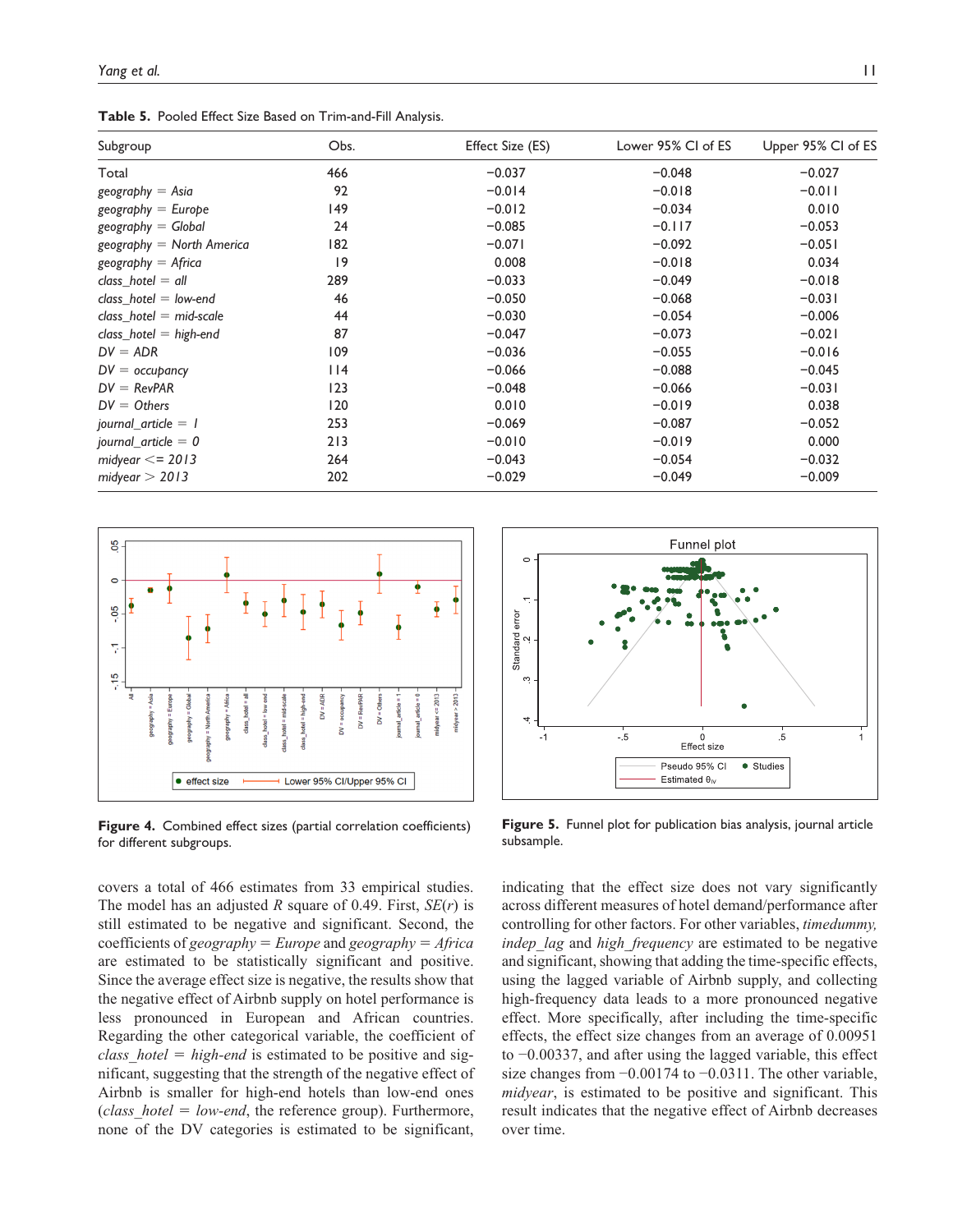**Table 5.** Pooled Effect Size Based on Trim-and-Fill Analysis.

| Subgroup | Obs. | Effect Size (ES) | Lower 95% CI of ES | Upper 95% CI of ES |
|---|---|---|---|---|
| Total | 466 | −0.037 | −0.048 | −0.027 |
| *geography = Asia* | 92 | −0.014 | −0.018 | −0.011 |
| *geography = Europe* | 149 | −0.012 | −0.034 | 0.010 |
| *geography = Global* | 24 | −0.085 | −0.117 | −0.053 |
| *geography = North America* | 182 | −0.071 | −0.092 | −0.051 |
| *geography = Africa* | 19 | 0.008 | −0.018 | 0.034 |
| *class_hotel = all* | 289 | −0.033 | −0.049 | −0.018 |
| *class_hotel = low-end* | 46 | −0.050 | −0.068 | −0.031 |
| *class_hotel = mid-scale* | 44 | −0.030 | −0.054 | −0.006 |
| *class_hotel = high-end* | 87 | −0.047 | −0.073 | −0.021 |
| *DV = ADR* | 109 | −0.036 | −0.055 | −0.016 |
| *DV = occupancy* | 114 | −0.066 | −0.088 | −0.045 |
| *DV = RevPAR* | 123 | −0.048 | −0.066 | −0.031 |
| *DV = Others* | 120 | 0.010 | −0.019 | 0.038 |
| *journal_article = 1* | 253 | −0.069 | −0.087 | −0.052 |
| *journal_article = 0* | 213 | −0.010 | −0.019 | 0.000 |
| *midyear <= 2013* | 264 | −0.043 | −0.054 | −0.032 |
| *midyear > 2013* | 202 | −0.029 | −0.049 | −0.009 |

**Figure 4.** Combined effect sizes (partial correlation coefficients) for different subgroups.

**Figure 5.** Funnel plot for publication bias analysis, journal article subsample.

covers a total of 466 estimates from 33 empirical studies. The model has an adjusted $R$ square of 0.49. First, $SE(r)$ is still estimated to be negative and significant. Second, the coefficients of *geography = Europe* and *geography = Africa* are estimated to be statistically significant and positive. Since the average effect size is negative, the results show that the negative effect of Airbnb supply on hotel performance is less pronounced in European and African countries. Regarding the other categorical variable, the coefficient of *class_hotel = high-end* is estimated to be positive and significant, suggesting that the strength of the negative effect of Airbnb is smaller for high-end hotels than low-end ones (*class_hotel = low-end*, the reference group). Furthermore, none of the DV categories is estimated to be significant, indicating that the effect size does not vary significantly across different measures of hotel demand/performance after controlling for other factors. For other variables, *timedummy, indep_lag* and *high_frequency* are estimated to be negative and significant, showing that adding the time-specific effects, using the lagged variable of Airbnb supply, and collecting high-frequency data leads to a more pronounced negative effect. More specifically, after including the time-specific effects, the effect size changes from an average of 0.00951 to −0.00337, and after using the lagged variable, this effect size changes from −0.00174 to −0.0311. The other variable, *midyear*, is estimated to be positive and significant. This result indicates that the negative effect of Airbnb decreases over time.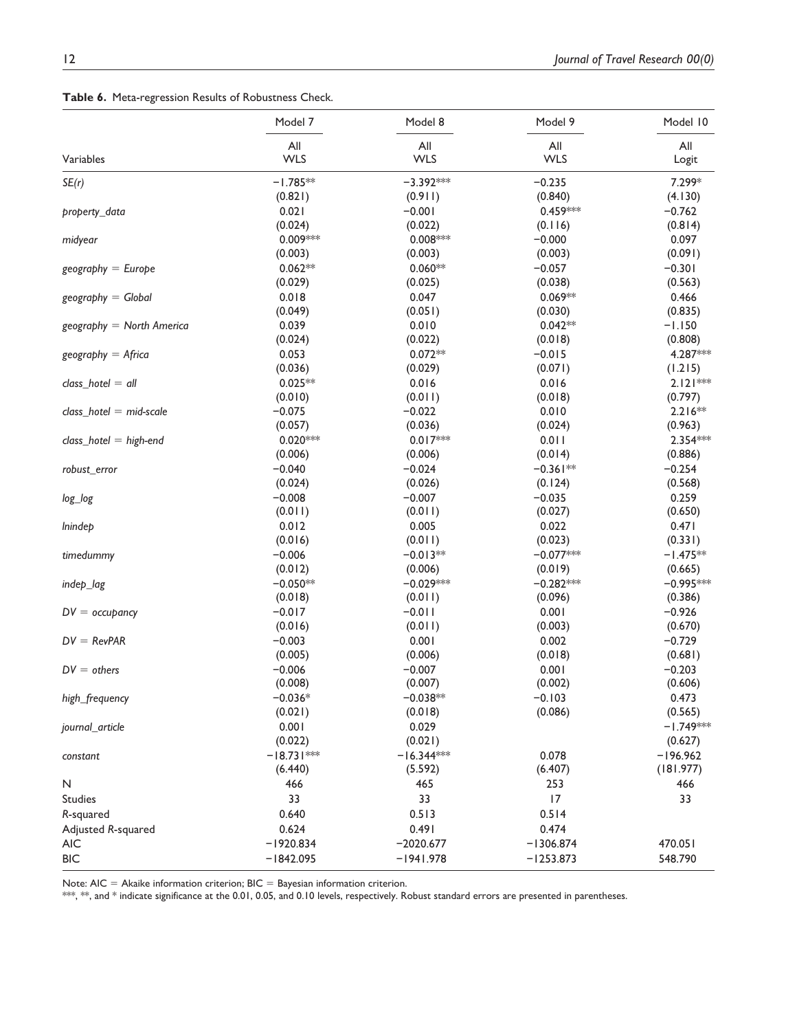**Table 6.** Meta-regression Results of Robustness Check.

| Variables | Model 7<br>All<br>WLS | Model 8<br>All<br>WLS | Model 9<br>All<br>WLS | Model 10<br>All<br>Logit |
|---|---|---|---|---|
| *SE(r)* | −1.785** | −3.392*** | −0.235 | 7.299* |
| | (0.821) | (0.911) | (0.840) | (4.130) |
| *property_data* | 0.021 | −0.001 | 0.459*** | −0.762 |
| | (0.024) | (0.022) | (0.116) | (0.814) |
| *midyear* | 0.009*** | 0.008*** | −0.000 | 0.097 |
| | (0.003) | (0.003) | (0.003) | (0.091) |
| *geography = Europe* | 0.062** | 0.060** | −0.057 | −0.301 |
| | (0.029) | (0.025) | (0.038) | (0.563) |
| *geography = Global* | 0.018 | 0.047 | 0.069** | 0.466 |
| | (0.049) | (0.051) | (0.030) | (0.835) |
| *geography = North America* | 0.039 | 0.010 | 0.042** | −1.150 |
| | (0.024) | (0.022) | (0.018) | (0.808) |
| *geography = Africa* | 0.053 | 0.072** | −0.015 | 4.287*** |
| | (0.036) | (0.029) | (0.071) | (1.215) |
| *class_hotel = all* | 0.025** | 0.016 | 0.016 | 2.121*** |
| | (0.010) | (0.011) | (0.018) | (0.797) |
| *class_hotel = mid-scale* | −0.075 | −0.022 | 0.010 | 2.216** |
| | (0.057) | (0.036) | (0.024) | (0.963) |
| *class_hotel = high-end* | 0.020*** | 0.017*** | 0.011 | 2.354*** |
| | (0.006) | (0.006) | (0.014) | (0.886) |
| *robust_error* | −0.040 | −0.024 | −0.361** | −0.254 |
| | (0.024) | (0.026) | (0.124) | (0.568) |
| *log_log* | −0.008 | −0.007 | −0.035 | 0.259 |
| | (0.011) | (0.011) | (0.027) | (0.650) |
| *lnindep* | 0.012 | 0.005 | 0.022 | 0.471 |
| | (0.016) | (0.011) | (0.023) | (0.331) |
| *timedummy* | −0.006 | −0.013** | −0.077*** | −1.475** |
| | (0.012) | (0.006) | (0.019) | (0.665) |
| *indep_lag* | −0.050** | −0.029*** | −0.282*** | −0.995*** |
| | (0.018) | (0.011) | (0.096) | (0.386) |
| *DV = occupancy* | −0.017 | −0.011 | 0.001 | −0.926 |
| | (0.016) | (0.011) | (0.003) | (0.670) |
| *DV = RevPAR* | −0.003 | 0.001 | 0.002 | −0.729 |
| | (0.005) | (0.006) | (0.018) | (0.681) |
| *DV = others* | −0.006 | −0.007 | 0.001 | −0.203 |
| | (0.008) | (0.007) | (0.002) | (0.606) |
| *high_frequency* | −0.036* | −0.038** | −0.103 | 0.473 |
| | (0.021) | (0.018) | (0.086) | (0.565) |
| *journal_article* | 0.001 | 0.029 | | −1.749*** |
| | (0.022) | (0.021) | | (0.627) |
| constant | −18.731*** | −16.344*** | 0.078 | −196.962 |
| | (6.440) | (5.592) | (6.407) | (181.977) |
| N | 466 | 465 | 253 | 466 |
| Studies | 33 | 33 | 17 | 33 |
| *R*-squared | 0.640 | 0.513 | 0.514 | |
| Adjusted *R*-squared | 0.624 | 0.491 | 0.474 | |
| AIC | −1920.834 | −2020.677 | −1306.874 | 470.051 |
| BIC | −1842.095 | −1941.978 | −1253.873 | 548.790 |

Note: AIC = Akaike information criterion; BIC = Bayesian information criterion.
***, **, and * indicate significance at the 0.01, 0.05, and 0.10 levels, respectively. Robust standard errors are presented in parentheses.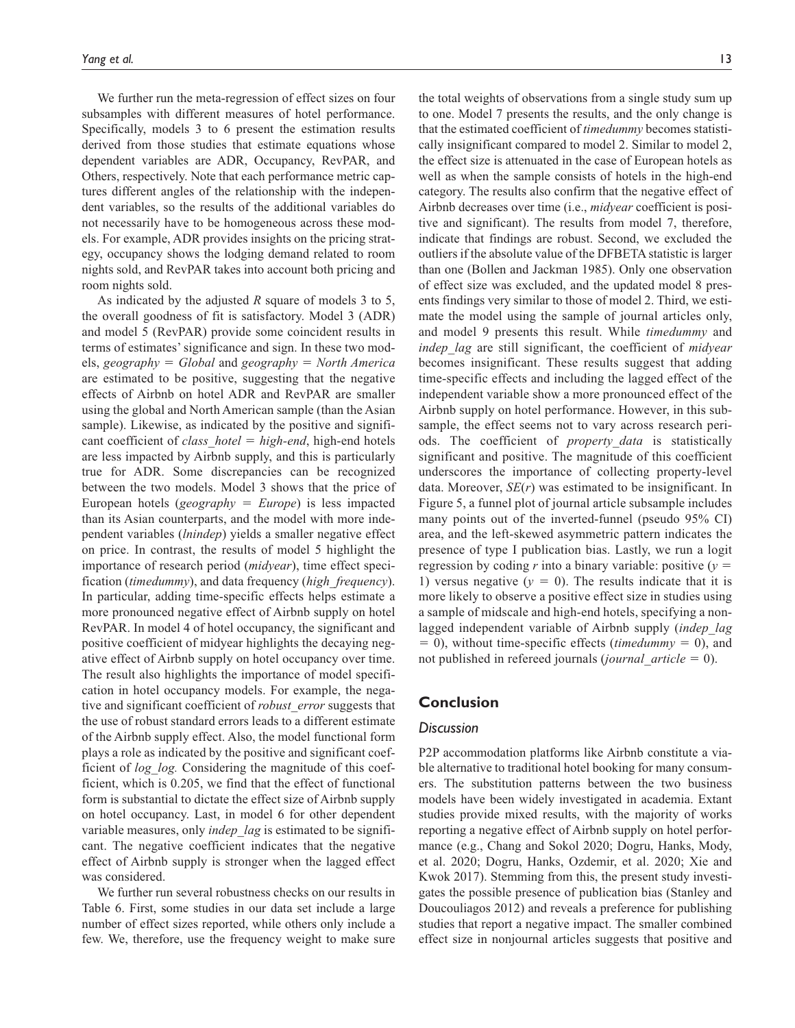We further run the meta-regression of effect sizes on four subsamples with different measures of hotel performance. Specifically, models 3 to 6 present the estimation results derived from those studies that estimate equations whose dependent variables are ADR, Occupancy, RevPAR, and Others, respectively. Note that each performance metric captures different angles of the relationship with the independent variables, so the results of the additional variables do not necessarily have to be homogeneous across these models. For example, ADR provides insights on the pricing strategy, occupancy shows the lodging demand related to room nights sold, and RevPAR takes into account both pricing and room nights sold.

As indicated by the adjusted $R$ square of models 3 to 5, the overall goodness of fit is satisfactory. Model 3 (ADR) and model 5 (RevPAR) provide some coincident results in terms of estimates' significance and sign. In these two models, *geography* = *Global* and *geography* = *North America* are estimated to be positive, suggesting that the negative effects of Airbnb on hotel ADR and RevPAR are smaller using the global and North American sample (than the Asian sample). Likewise, as indicated by the positive and significant coefficient of *class_hotel* = *high-end*, high-end hotels are less impacted by Airbnb supply, and this is particularly true for ADR. Some discrepancies can be recognized between the two models. Model 3 shows that the price of European hotels (*geography* = *Europe*) is less impacted than its Asian counterparts, and the model with more independent variables (*lnindep*) yields a smaller negative effect on price. In contrast, the results of model 5 highlight the importance of research period (*midyear*), time effect specification (*timedummy*), and data frequency (*high_frequency*). In particular, adding time-specific effects helps estimate a more pronounced negative effect of Airbnb supply on hotel RevPAR. In model 4 of hotel occupancy, the significant and positive coefficient of midyear highlights the decaying negative effect of Airbnb supply on hotel occupancy over time. The result also highlights the importance of model specification in hotel occupancy models. For example, the negative and significant coefficient of *robust_error* suggests that the use of robust standard errors leads to a different estimate of the Airbnb supply effect. Also, the model functional form plays a role as indicated by the positive and significant coefficient of *log_log.* Considering the magnitude of this coefficient, which is 0.205, we find that the effect of functional form is substantial to dictate the effect size of Airbnb supply on hotel occupancy. Last, in model 6 for other dependent variable measures, only *indep_lag* is estimated to be significant. The negative coefficient indicates that the negative effect of Airbnb supply is stronger when the lagged effect was considered.

We further run several robustness checks on our results in Table 6. First, some studies in our data set include a large number of effect sizes reported, while others only include a few. We, therefore, use the frequency weight to make sure the total weights of observations from a single study sum up to one. Model 7 presents the results, and the only change is that the estimated coefficient of *timedummy* becomes statistically insignificant compared to model 2. Similar to model 2, the effect size is attenuated in the case of European hotels as well as when the sample consists of hotels in the high-end category. The results also confirm that the negative effect of Airbnb decreases over time (i.e., *midyear* coefficient is positive and significant). The results from model 7, therefore, indicate that findings are robust. Second, we excluded the outliers if the absolute value of the DFBETA statistic is larger than one (Bollen and Jackman 1985). Only one observation of effect size was excluded, and the updated model 8 presents findings very similar to those of model 2. Third, we estimate the model using the sample of journal articles only, and model 9 presents this result. While *timedummy* and *indep_lag* are still significant, the coefficient of *midyear* becomes insignificant. These results suggest that adding time-specific effects and including the lagged effect of the independent variable show a more pronounced effect of the Airbnb supply on hotel performance. However, in this subsample, the effect seems not to vary across research periods. The coefficient of *property_data* is statistically significant and positive. The magnitude of this coefficient underscores the importance of collecting property-level data. Moreover, $SE(r)$ was estimated to be insignificant. In Figure 5, a funnel plot of journal article subsample includes many points out of the inverted-funnel (pseudo 95% CI) area, and the left-skewed asymmetric pattern indicates the presence of type I publication bias. Lastly, we run a logit regression by coding $r$ into a binary variable: positive ($y$ = 1) versus negative ($y$ = 0). The results indicate that it is more likely to observe a positive effect size in studies using a sample of midscale and high-end hotels, specifying a non-lagged independent variable of Airbnb supply (*indep_lag* = 0), without time-specific effects (*timedummy* = 0), and not published in refereed journals (*journal_article* = 0).

## Conclusion

### Discussion

P2P accommodation platforms like Airbnb constitute a viable alternative to traditional hotel booking for many consumers. The substitution patterns between the two business models have been widely investigated in academia. Extant studies provide mixed results, with the majority of works reporting a negative effect of Airbnb supply on hotel performance (e.g., Chang and Sokol 2020; Dogru, Hanks, Mody, et al. 2020; Dogru, Hanks, Ozdemir, et al. 2020; Xie and Kwok 2017). Stemming from this, the present study investigates the possible presence of publication bias (Stanley and Doucouliagos 2012) and reveals a preference for publishing studies that report a negative impact. The smaller combined effect size in nonjournal articles suggests that positive and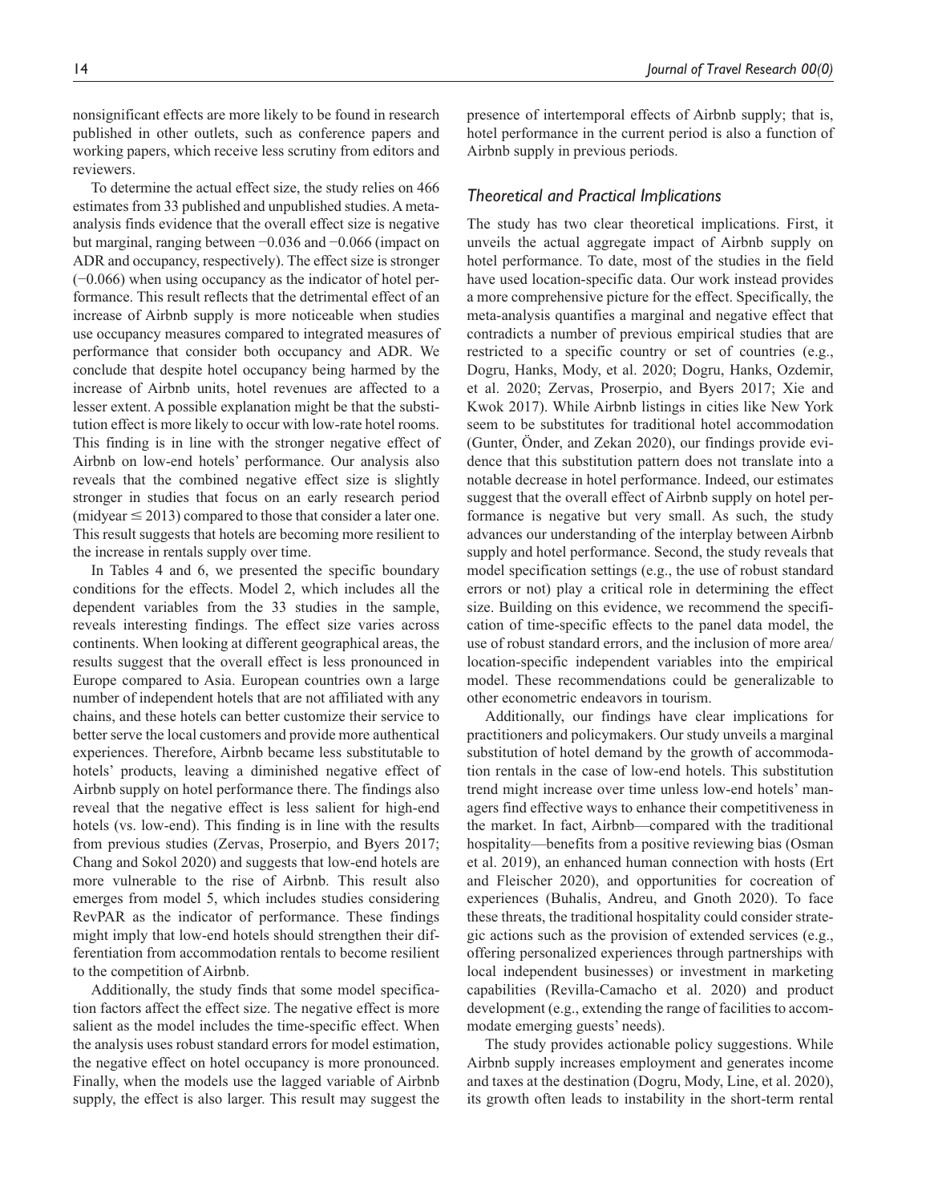nonsignificant effects are more likely to be found in research published in other outlets, such as conference papers and working papers, which receive less scrutiny from editors and reviewers.

To determine the actual effect size, the study relies on 466 estimates from 33 published and unpublished studies. A meta-analysis finds evidence that the overall effect size is negative but marginal, ranging between −0.036 and −0.066 (impact on ADR and occupancy, respectively). The effect size is stronger (−0.066) when using occupancy as the indicator of hotel performance. This result reflects that the detrimental effect of an increase of Airbnb supply is more noticeable when studies use occupancy measures compared to integrated measures of performance that consider both occupancy and ADR. We conclude that despite hotel occupancy being harmed by the increase of Airbnb units, hotel revenues are affected to a lesser extent. A possible explanation might be that the substitution effect is more likely to occur with low-rate hotel rooms. This finding is in line with the stronger negative effect of Airbnb on low-end hotels' performance. Our analysis also reveals that the combined negative effect size is slightly stronger in studies that focus on an early research period (midyear $\leq$ 2013) compared to those that consider a later one. This result suggests that hotels are becoming more resilient to the increase in rentals supply over time.

In Tables 4 and 6, we presented the specific boundary conditions for the effects. Model 2, which includes all the dependent variables from the 33 studies in the sample, reveals interesting findings. The effect size varies across continents. When looking at different geographical areas, the results suggest that the overall effect is less pronounced in Europe compared to Asia. European countries own a large number of independent hotels that are not affiliated with any chains, and these hotels can better customize their service to better serve the local customers and provide more authentical experiences. Therefore, Airbnb became less substitutable to hotels' products, leaving a diminished negative effect of Airbnb supply on hotel performance there. The findings also reveal that the negative effect is less salient for high-end hotels (vs. low-end). This finding is in line with the results from previous studies (Zervas, Proserpio, and Byers 2017; Chang and Sokol 2020) and suggests that low-end hotels are more vulnerable to the rise of Airbnb. This result also emerges from model 5, which includes studies considering RevPAR as the indicator of performance. These findings might imply that low-end hotels should strengthen their differentiation from accommodation rentals to become resilient to the competition of Airbnb.

Additionally, the study finds that some model specification factors affect the effect size. The negative effect is more salient as the model includes the time-specific effect. When the analysis uses robust standard errors for model estimation, the negative effect on hotel occupancy is more pronounced. Finally, when the models use the lagged variable of Airbnb supply, the effect is also larger. This result may suggest the presence of intertemporal effects of Airbnb supply; that is, hotel performance in the current period is also a function of Airbnb supply in previous periods.

### *Theoretical and Practical Implications*

The study has two clear theoretical implications. First, it unveils the actual aggregate impact of Airbnb supply on hotel performance. To date, most of the studies in the field have used location-specific data. Our work instead provides a more comprehensive picture for the effect. Specifically, the meta-analysis quantifies a marginal and negative effect that contradicts a number of previous empirical studies that are restricted to a specific country or set of countries (e.g., Dogru, Hanks, Mody, et al. 2020; Dogru, Hanks, Ozdemir, et al. 2020; Zervas, Proserpio, and Byers 2017; Xie and Kwok 2017). While Airbnb listings in cities like New York seem to be substitutes for traditional hotel accommodation (Gunter, Önder, and Zekan 2020), our findings provide evidence that this substitution pattern does not translate into a notable decrease in hotel performance. Indeed, our estimates suggest that the overall effect of Airbnb supply on hotel performance is negative but very small. As such, the study advances our understanding of the interplay between Airbnb supply and hotel performance. Second, the study reveals that model specification settings (e.g., the use of robust standard errors or not) play a critical role in determining the effect size. Building on this evidence, we recommend the specification of time-specific effects to the panel data model, the use of robust standard errors, and the inclusion of more area/location-specific independent variables into the empirical model. These recommendations could be generalizable to other econometric endeavors in tourism.

Additionally, our findings have clear implications for practitioners and policymakers. Our study unveils a marginal substitution of hotel demand by the growth of accommodation rentals in the case of low-end hotels. This substitution trend might increase over time unless low-end hotels' managers find effective ways to enhance their competitiveness in the market. In fact, Airbnb—compared with the traditional hospitality—benefits from a positive reviewing bias (Osman et al. 2019), an enhanced human connection with hosts (Ert and Fleischer 2020), and opportunities for cocreation of experiences (Buhalis, Andreu, and Gnoth 2020). To face these threats, the traditional hospitality could consider strategic actions such as the provision of extended services (e.g., offering personalized experiences through partnerships with local independent businesses) or investment in marketing capabilities (Revilla-Camacho et al. 2020) and product development (e.g., extending the range of facilities to accommodate emerging guests' needs).

The study provides actionable policy suggestions. While Airbnb supply increases employment and generates income and taxes at the destination (Dogru, Mody, Line, et al. 2020), its growth often leads to instability in the short-term rental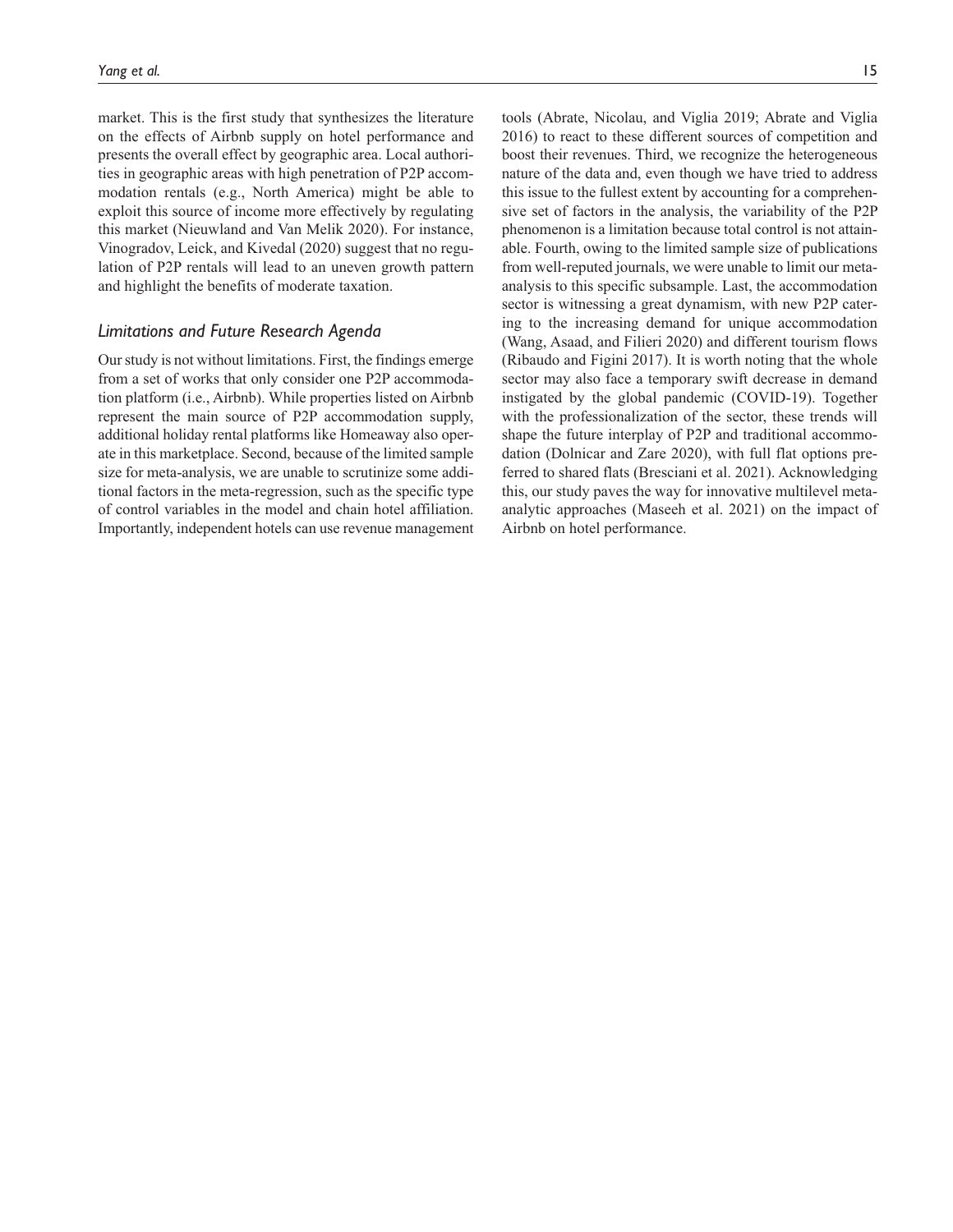market. This is the first study that synthesizes the literature on the effects of Airbnb supply on hotel performance and presents the overall effect by geographic area. Local authorities in geographic areas with high penetration of P2P accommodation rentals (e.g., North America) might be able to exploit this source of income more effectively by regulating this market (Nieuwland and Van Melik 2020). For instance, Vinogradov, Leick, and Kivedal (2020) suggest that no regulation of P2P rentals will lead to an uneven growth pattern and highlight the benefits of moderate taxation.

### Limitations and Future Research Agenda

Our study is not without limitations. First, the findings emerge from a set of works that only consider one P2P accommodation platform (i.e., Airbnb). While properties listed on Airbnb represent the main source of P2P accommodation supply, additional holiday rental platforms like Homeaway also operate in this marketplace. Second, because of the limited sample size for meta-analysis, we are unable to scrutinize some additional factors in the meta-regression, such as the specific type of control variables in the model and chain hotel affiliation. Importantly, independent hotels can use revenue management tools (Abrate, Nicolau, and Viglia 2019; Abrate and Viglia 2016) to react to these different sources of competition and boost their revenues. Third, we recognize the heterogeneous nature of the data and, even though we have tried to address this issue to the fullest extent by accounting for a comprehensive set of factors in the analysis, the variability of the P2P phenomenon is a limitation because total control is not attainable. Fourth, owing to the limited sample size of publications from well-reputed journals, we were unable to limit our meta-analysis to this specific subsample. Last, the accommodation sector is witnessing a great dynamism, with new P2P catering to the increasing demand for unique accommodation (Wang, Asaad, and Filieri 2020) and different tourism flows (Ribaudo and Figini 2017). It is worth noting that the whole sector may also face a temporary swift decrease in demand instigated by the global pandemic (COVID-19). Together with the professionalization of the sector, these trends will shape the future interplay of P2P and traditional accommodation (Dolnicar and Zare 2020), with full flat options preferred to shared flats (Bresciani et al. 2021). Acknowledging this, our study paves the way for innovative multilevel meta-analytic approaches (Maseeh et al. 2021) on the impact of Airbnb on hotel performance.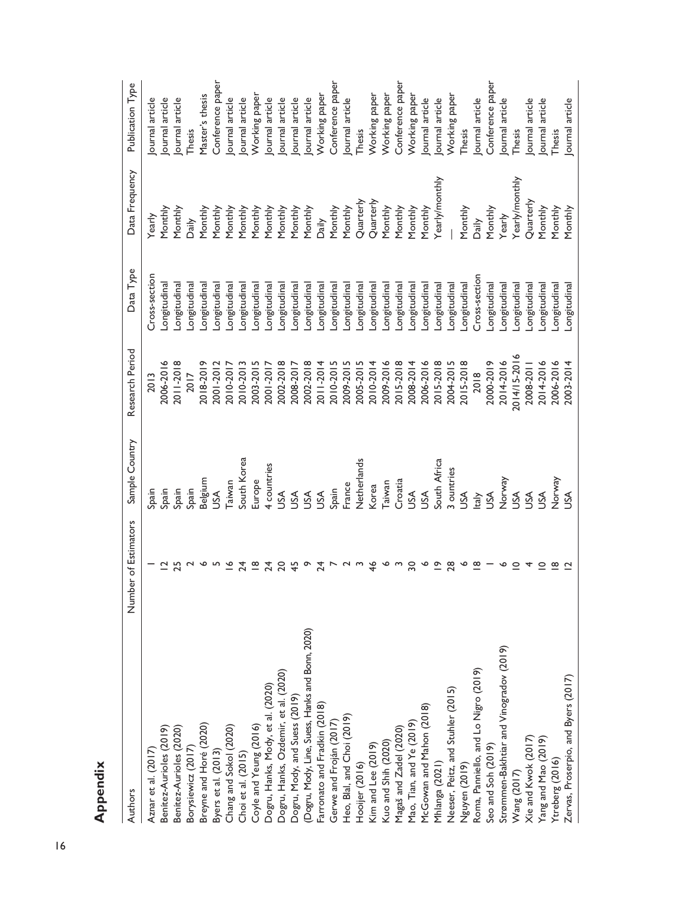# Appendix

| Authors | Number of Estimators | Sample Country | Research Period | Data Type | Data Frequency | Publication Type |
|---|---|---|---|---|---|---|
| Aznar et al. (2017) | 1 | Spain | 2013 | Cross-section | Yearly | Journal article |
| Benítez-Aurioles (2019) | 12 | Spain | 2006-2016 | Longitudinal | Monthly | Journal article |
| Benítez-Aurioles (2020) | 25 | Spain | 2011-2018 | Longitudinal | Monthly | Journal article |
| Borysiewicz (2017) | 2 | Spain | 2017 | Longitudinal | Daily | Thesis |
| Breyne and Horé (2020) | 6 | Belgium | 2018-2019 | Longitudinal | Monthly | Master's thesis |
| Byers et al. (2013) | 5 | USA | 2001-2012 | Longitudinal | Monthly | Conference paper |
| Chang and Sokol (2020) | 16 | Taiwan | 2010-2017 | Longitudinal | Monthly | Journal article |
| Choi et al. (2015) | 24 | South Korea | 2010-2013 | Longitudinal | Monthly | Journal article |
| Coyle and Yeung (2016) | 18 | Europe | 2003-2015 | Longitudinal | Monthly | Working paper |
| Dogru, Hanks, Mody, et al. (2020) | 24 | 4 countries | 2001-2017 | Longitudinal | Monthly | Journal article |
| Dogru, Hanks, Ozdemir, et al. (2020) | 20 | USA | 2002-2018 | Longitudinal | Monthly | Journal article |
| Dogru, Mody, and Suess (2019) | 45 | USA | 2008-2017 | Longitudinal | Monthly | Journal article |
| (Dogru, Mody, Line, Suess, Hanks and Bonn, 2020) | 9 | USA | 2002-2018 | Longitudinal | Monthly | Journal article |
| Farronato and Fradkin (2018) | 24 | USA | 2011-2014 | Longitudinal | Daily | Working paper |
| Gerwe and Froján (2017) | 7 | Spain | 2010-2015 | Longitudinal | Monthly | Conference paper |
| Heo, Blal, and Choi (2019) | 2 | France | 2009-2015 | Longitudinal | Monthly | Journal article |
| Hooijer (2016) | 3 | Netherlands | 2005-2015 | Longitudinal | Quarterly | Thesis |
| Kim and Lee (2019) | 46 | Korea | 2010-2014 | Longitudinal | Quarterly | Working paper |
| Kuo and Shih (2020) | 6 | Taiwan | 2009-2016 | Longitudinal | Monthly | Working paper |
| Magaš and Zadel (2020) | 3 | Croatia | 2015-2018 | Longitudinal | Monthly | Conference paper |
| Mao, Tian, and Ye (2019) | 30 | USA | 2008-2014 | Longitudinal | Monthly | Working paper |
| McGowan and Mahon (2018) | 6 | USA | 2006-2016 | Longitudinal | Monthly | Journal article |
| Mhlanga (2021) | 19 | South Africa | 2015-2018 | Longitudinal | Yearly/monthly | Journal article |
| Neeser, Peitz, and Stuhler (2015) | 28 | 3 ountries | 2004-2015 | Longitudinal | — | Working paper |
| Nguyen (2019) | 6 | USA | 2015-2018 | Longitudinal | Monthly | Thesis |
| Roma, Panniello, and Lo Nigro (2019) | 18 | Italy | 2018 | Cross-section | Daily | Journal article |
| Seo and Soh (2019) | 1 | USA | 2000-2019 | Longitudinal | Monthly | Conference paper |
| Strømmen-Bakhtiar and Vinogradov (2019) | 6 | Norway | 2014-2016 | Longitudinal | Yearly | Journal article |
| Wang (2017) | 10 | USA | 2014/15-2016 | Longitudinal | Yearly/monthly | Thesis |
| Xie and Kwok (2017) | 4 | USA | 2008-2011 | Longitudinal | Quarterly | Journal article |
| Yang and Mao (2019) | 10 | USA | 2014-2016 | Longitudinal | Monthly | Journal article |
| Ytreberg (2016) | 18 | Norway | 2006-2016 | Longitudinal | Monthly | Thesis |
| Zervas, Proserpio, and Byers (2017) | 12 | USA | 2003-2014 | Longitudinal | Monthly | Journal article |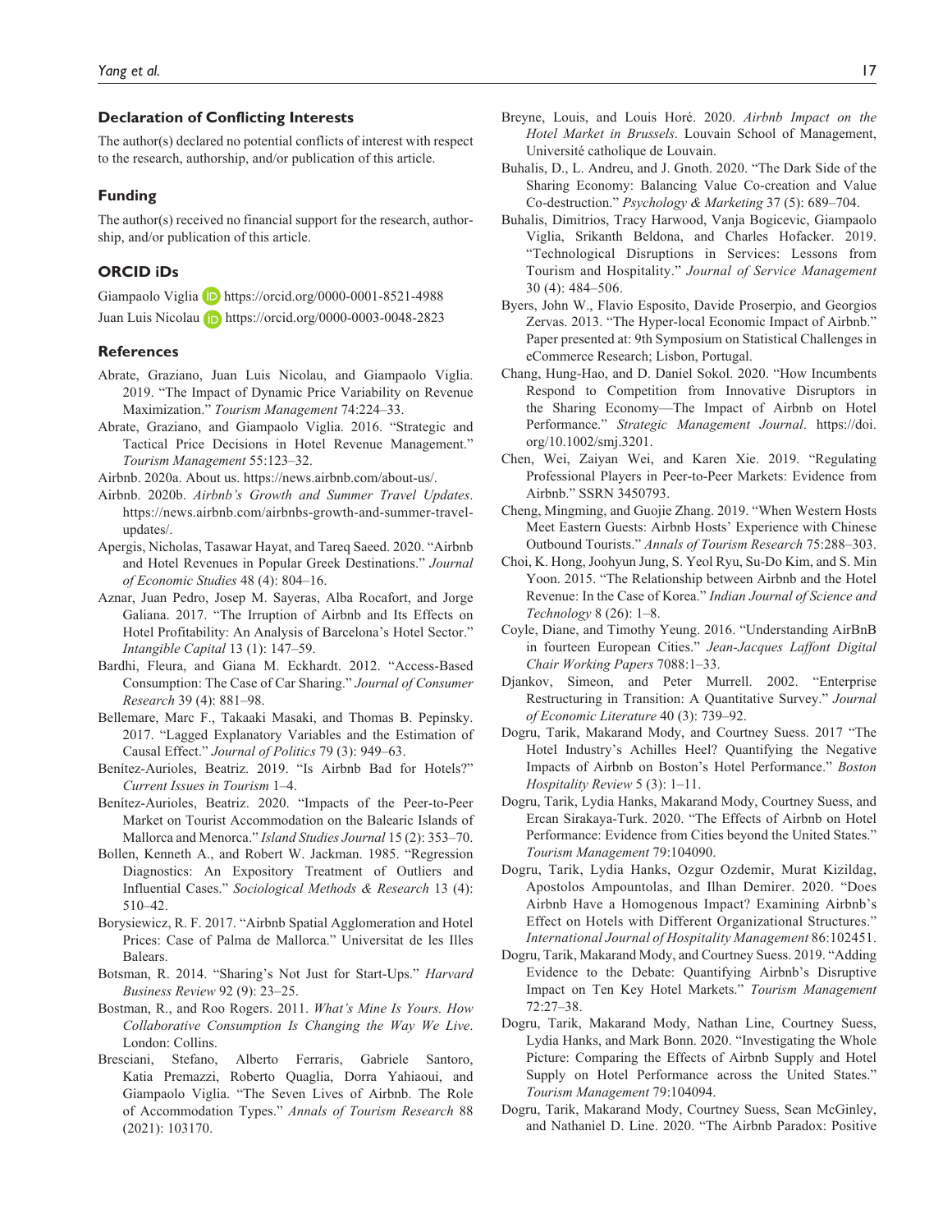## Declaration of Conflicting Interests

The author(s) declared no potential conflicts of interest with respect to the research, authorship, and/or publication of this article.

## Funding

The author(s) received no financial support for the research, authorship, and/or publication of this article.

## ORCID iDs

Giampaolo Viglia https://orcid.org/0000-0001-8521-4988
Juan Luis Nicolau https://orcid.org/0000-0003-0048-2823

## References

Abrate, Graziano, Juan Luis Nicolau, and Giampaolo Viglia. 2019. "The Impact of Dynamic Price Variability on Revenue Maximization." *Tourism Management* 74:224–33.

Abrate, Graziano, and Giampaolo Viglia. 2016. "Strategic and Tactical Price Decisions in Hotel Revenue Management." *Tourism Management* 55:123–32.

Airbnb. 2020a. About us. https://news.airbnb.com/about-us/.

Airbnb. 2020b. *Airbnb's Growth and Summer Travel Updates*. https://news.airbnb.com/airbnbs-growth-and-summer-travel-updates/.

Apergis, Nicholas, Tasawar Hayat, and Tareq Saeed. 2020. "Airbnb and Hotel Revenues in Popular Greek Destinations." *Journal of Economic Studies* 48 (4): 804–16.

Aznar, Juan Pedro, Josep M. Sayeras, Alba Rocafort, and Jorge Galiana. 2017. "The Irruption of Airbnb and Its Effects on Hotel Profitability: An Analysis of Barcelona's Hotel Sector." *Intangible Capital* 13 (1): 147–59.

Bardhi, Fleura, and Giana M. Eckhardt. 2012. "Access-Based Consumption: The Case of Car Sharing." *Journal of Consumer Research* 39 (4): 881–98.

Bellemare, Marc F., Takaaki Masaki, and Thomas B. Pepinsky. 2017. "Lagged Explanatory Variables and the Estimation of Causal Effect." *Journal of Politics* 79 (3): 949–63.

Benítez-Aurioles, Beatriz. 2019. "Is Airbnb Bad for Hotels?" *Current Issues in Tourism* 1–4.

Benítez-Aurioles, Beatriz. 2020. "Impacts of the Peer-to-Peer Market on Tourist Accommodation on the Balearic Islands of Mallorca and Menorca." *Island Studies Journal* 15 (2): 353–70.

Bollen, Kenneth A., and Robert W. Jackman. 1985. "Regression Diagnostics: An Expository Treatment of Outliers and Influential Cases." *Sociological Methods & Research* 13 (4): 510–42.

Borysiewicz, R. F. 2017. "Airbnb Spatial Agglomeration and Hotel Prices: Case of Palma de Mallorca." Universitat de les Illes Balears.

Botsman, R. 2014. "Sharing's Not Just for Start-Ups." *Harvard Business Review* 92 (9): 23–25.

Bostman, R., and Roo Rogers. 2011. *What's Mine Is Yours. How Collaborative Consumption Is Changing the Way We Live*. London: Collins.

Bresciani, Stefano, Alberto Ferraris, Gabriele Santoro, Katia Premazzi, Roberto Quaglia, Dorra Yahiaoui, and Giampaolo Viglia. "The Seven Lives of Airbnb. The Role of Accommodation Types." *Annals of Tourism Research* 88 (2021): 103170.

Breyne, Louis, and Louis Horé. 2020. *Airbnb Impact on the Hotel Market in Brussels*. Louvain School of Management, Université catholique de Louvain.

Buhalis, D., L. Andreu, and J. Gnoth. 2020. "The Dark Side of the Sharing Economy: Balancing Value Co-creation and Value Co-destruction." *Psychology & Marketing* 37 (5): 689–704.

Buhalis, Dimitrios, Tracy Harwood, Vanja Bogicevic, Giampaolo Viglia, Srikanth Beldona, and Charles Hofacker. 2019. "Technological Disruptions in Services: Lessons from Tourism and Hospitality." *Journal of Service Management* 30 (4): 484–506.

Byers, John W., Flavio Esposito, Davide Proserpio, and Georgios Zervas. 2013. "The Hyper-local Economic Impact of Airbnb." Paper presented at: 9th Symposium on Statistical Challenges in eCommerce Research; Lisbon, Portugal.

Chang, Hung-Hao, and D. Daniel Sokol. 2020. "How Incumbents Respond to Competition from Innovative Disruptors in the Sharing Economy—The Impact of Airbnb on Hotel Performance." *Strategic Management Journal*. https://doi.org/10.1002/smj.3201.

Chen, Wei, Zaiyan Wei, and Karen Xie. 2019. "Regulating Professional Players in Peer-to-Peer Markets: Evidence from Airbnb." SSRN 3450793.

Cheng, Mingming, and Guojie Zhang. 2019. "When Western Hosts Meet Eastern Guests: Airbnb Hosts' Experience with Chinese Outbound Tourists." *Annals of Tourism Research* 75:288–303.

Choi, K. Hong, Joohyun Jung, S. Yeol Ryu, Su-Do Kim, and S. Min Yoon. 2015. "The Relationship between Airbnb and the Hotel Revenue: In the Case of Korea." *Indian Journal of Science and Technology* 8 (26): 1–8.

Coyle, Diane, and Timothy Yeung. 2016. "Understanding AirBnB in fourteen European Cities." *Jean-Jacques Laffont Digital Chair Working Papers* 7088:1–33.

Djankov, Simeon, and Peter Murrell. 2002. "Enterprise Restructuring in Transition: A Quantitative Survey." *Journal of Economic Literature* 40 (3): 739–92.

Dogru, Tarik, Makarand Mody, and Courtney Suess. 2017 "The Hotel Industry's Achilles Heel? Quantifying the Negative Impacts of Airbnb on Boston's Hotel Performance." *Boston Hospitality Review* 5 (3): 1–11.

Dogru, Tarik, Lydia Hanks, Makarand Mody, Courtney Suess, and Ercan Sirakaya-Turk. 2020. "The Effects of Airbnb on Hotel Performance: Evidence from Cities beyond the United States." *Tourism Management* 79:104090.

Dogru, Tarik, Lydia Hanks, Ozgur Ozdemir, Murat Kizildag, Apostolos Ampountolas, and Ilhan Demirer. 2020. "Does Airbnb Have a Homogenous Impact? Examining Airbnb's Effect on Hotels with Different Organizational Structures." *International Journal of Hospitality Management* 86:102451.

Dogru, Tarik, Makarand Mody, and Courtney Suess. 2019. "Adding Evidence to the Debate: Quantifying Airbnb's Disruptive Impact on Ten Key Hotel Markets." *Tourism Management* 72:27–38.

Dogru, Tarik, Makarand Mody, Nathan Line, Courtney Suess, Lydia Hanks, and Mark Bonn. 2020. "Investigating the Whole Picture: Comparing the Effects of Airbnb Supply and Hotel Supply on Hotel Performance across the United States." *Tourism Management* 79:104094.

Dogru, Tarik, Makarand Mody, Courtney Suess, Sean McGinley, and Nathaniel D. Line. 2020. "The Airbnb Paradox: Positive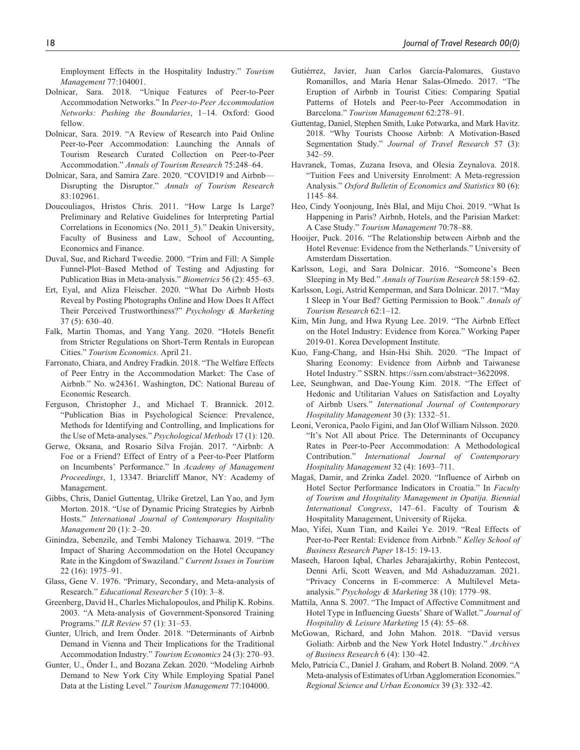Employment Effects in the Hospitality Industry." *Tourism Management* 77:104001.

Dolnicar, Sara. 2018. "Unique Features of Peer-to-Peer Accommodation Networks." In *Peer-to-Peer Accommodation Networks: Pushing the Boundaries*, 1–14. Oxford: Good fellow.

Dolnicar, Sara. 2019. "A Review of Research into Paid Online Peer-to-Peer Accommodation: Launching the Annals of Tourism Research Curated Collection on Peer-to-Peer Accommodation." *Annals of Tourism Research* 75:248–64.

Dolnicar, Sara, and Samira Zare. 2020. "COVID19 and Airbnb—Disrupting the Disruptor." *Annals of Tourism Research* 83:102961.

Doucouliagos, Hristos Chris. 2011. "How Large Is Large? Preliminary and Relative Guidelines for Interpreting Partial Correlations in Economics (No. 2011_5)." Deakin University, Faculty of Business and Law, School of Accounting, Economics and Finance.

Duval, Sue, and Richard Tweedie. 2000. "Trim and Fill: A Simple Funnel-Plot–Based Method of Testing and Adjusting for Publication Bias in Meta-analysis." *Biometrics* 56 (2): 455–63.

Ert, Eyal, and Aliza Fleischer. 2020. "What Do Airbnb Hosts Reveal by Posting Photographs Online and How Does It Affect Their Perceived Trustworthiness?" *Psychology & Marketing* 37 (5): 630–40.

Falk, Martin Thomas, and Yang Yang. 2020. "Hotels Benefit from Stricter Regulations on Short-Term Rentals in European Cities." *Tourism Economics*. April 21.

Farronato, Chiara, and Andrey Fradkin. 2018. "The Welfare Effects of Peer Entry in the Accommodation Market: The Case of Airbnb." No. w24361. Washington, DC: National Bureau of Economic Research.

Ferguson, Christopher J., and Michael T. Brannick. 2012. "Publication Bias in Psychological Science: Prevalence, Methods for Identifying and Controlling, and Implications for the Use of Meta-analyses." *Psychological Methods* 17 (1): 120.

Gerwe, Oksana, and Rosario Silva Froján. 2017. "Airbnb: A Foe or a Friend? Effect of Entry of a Peer-to-Peer Platform on Incumbents' Performance." In *Academy of Management Proceedings*, 1, 13347. Briarcliff Manor, NY: Academy of Management.

Gibbs, Chris, Daniel Guttentag, Ulrike Gretzel, Lan Yao, and Jym Morton. 2018. "Use of Dynamic Pricing Strategies by Airbnb Hosts." *International Journal of Contemporary Hospitality Management* 20 (1): 2–20.

Ginindza, Sebenzile, and Tembi Maloney Tichaawa. 2019. "The Impact of Sharing Accommodation on the Hotel Occupancy Rate in the Kingdom of Swaziland." *Current Issues in Tourism* 22 (16): 1975–91.

Glass, Gene V. 1976. "Primary, Secondary, and Meta-analysis of Research." *Educational Researcher* 5 (10): 3–8.

Greenberg, David H., Charles Michalopoulos, and Philip K. Robins. 2003. "A Meta-analysis of Government-Sponsored Training Programs." *ILR Review* 57 (1): 31–53.

Gunter, Ulrich, and Irem Önder. 2018. "Determinants of Airbnb Demand in Vienna and Their Implications for the Traditional Accommodation Industry." *Tourism Economics* 24 (3): 270–93.

Gunter, U., Önder I., and Bozana Zekan. 2020. "Modeling Airbnb Demand to New York City While Employing Spatial Panel Data at the Listing Level." *Tourism Management* 77:104000.

Gutiérrez, Javier, Juan Carlos García-Palomares, Gustavo Romanillos, and María Henar Salas-Olmedo. 2017. "The Eruption of Airbnb in Tourist Cities: Comparing Spatial Patterns of Hotels and Peer-to-Peer Accommodation in Barcelona." *Tourism Management* 62:278–91.

Guttentag, Daniel, Stephen Smith, Luke Potwarka, and Mark Havitz. 2018. "Why Tourists Choose Airbnb: A Motivation-Based Segmentation Study." *Journal of Travel Research* 57 (3): 342–59.

Havranek, Tomas, Zuzana Irsova, and Olesia Zeynalova. 2018. "Tuition Fees and University Enrolment: A Meta-regression Analysis." *Oxford Bulletin of Economics and Statistics* 80 (6): 1145–84.

Heo, Cindy Yoonjoung, Inès Blal, and Miju Choi. 2019. "What Is Happening in Paris? Airbnb, Hotels, and the Parisian Market: A Case Study." *Tourism Management* 70:78–88.

Hooijer, Puck. 2016. "The Relationship between Airbnb and the Hotel Revenue: Evidence from the Netherlands." University of Amsterdam Dissertation.

Karlsson, Logi, and Sara Dolnicar. 2016. "Someone's Been Sleeping in My Bed." *Annals of Tourism Research* 58:159–62.

Karlsson, Logi, Astrid Kemperman, and Sara Dolnicar. 2017. "May I Sleep in Your Bed? Getting Permission to Book." *Annals of Tourism Research* 62:1–12.

Kim, Min Jung, and Hwa Ryung Lee. 2019. "The Airbnb Effect on the Hotel Industry: Evidence from Korea." Working Paper 2019-01. Korea Development Institute.

Kuo, Fang-Chang, and Hsin-Hsi Shih. 2020. "The Impact of Sharing Economy: Evidence from Airbnb and Taiwanese Hotel Industry." SSRN. https://ssrn.com/abstract=3622098.

Lee, Seunghwan, and Dae-Young Kim. 2018. "The Effect of Hedonic and Utilitarian Values on Satisfaction and Loyalty of Airbnb Users." *International Journal of Contemporary Hospitality Management* 30 (3): 1332–51.

Leoni, Veronica, Paolo Figini, and Jan Olof William Nilsson. 2020. "It's Not All about Price. The Determinants of Occupancy Rates in Peer-to-Peer Accommodation: A Methodological Contribution." *International Journal of Contemporary Hospitality Management* 32 (4): 1693–711.

Magaš, Damir, and Zrinka Zadel. 2020. "Influence of Airbnb on Hotel Sector Performance Indicators in Croatia." In *Faculty of Tourism and Hospitality Management in Opatija. Biennial International Congress*, 147–61. Faculty of Tourism & Hospitality Management, University of Rijeka.

Mao, Yifei, Xuan Tian, and Kailei Ye. 2019. "Real Effects of Peer-to-Peer Rental: Evidence from Airbnb." *Kelley School of Business Research Paper* 18-15: 19-13.

Maseeh, Haroon Iqbal, Charles Jebarajakirthy, Robin Pentecost, Denni Arli, Scott Weaven, and Md Ashaduzzaman. 2021. "Privacy Concerns in E-commerce: A Multilevel Meta-analysis." *Psychology & Marketing* 38 (10): 1779–98.

Mattila, Anna S. 2007. "The Impact of Affective Commitment and Hotel Type in Influencing Guests' Share of Wallet." *Journal of Hospitality & Leisure Marketing* 15 (4): 55–68.

McGowan, Richard, and John Mahon. 2018. "David versus Goliath: Airbnb and the New York Hotel Industry." *Archives of Business Research* 6 (4): 130–42.

Melo, Patricia C., Daniel J. Graham, and Robert B. Noland. 2009. "A Meta-analysis of Estimates of Urban Agglomeration Economies." *Regional Science and Urban Economics* 39 (3): 332–42.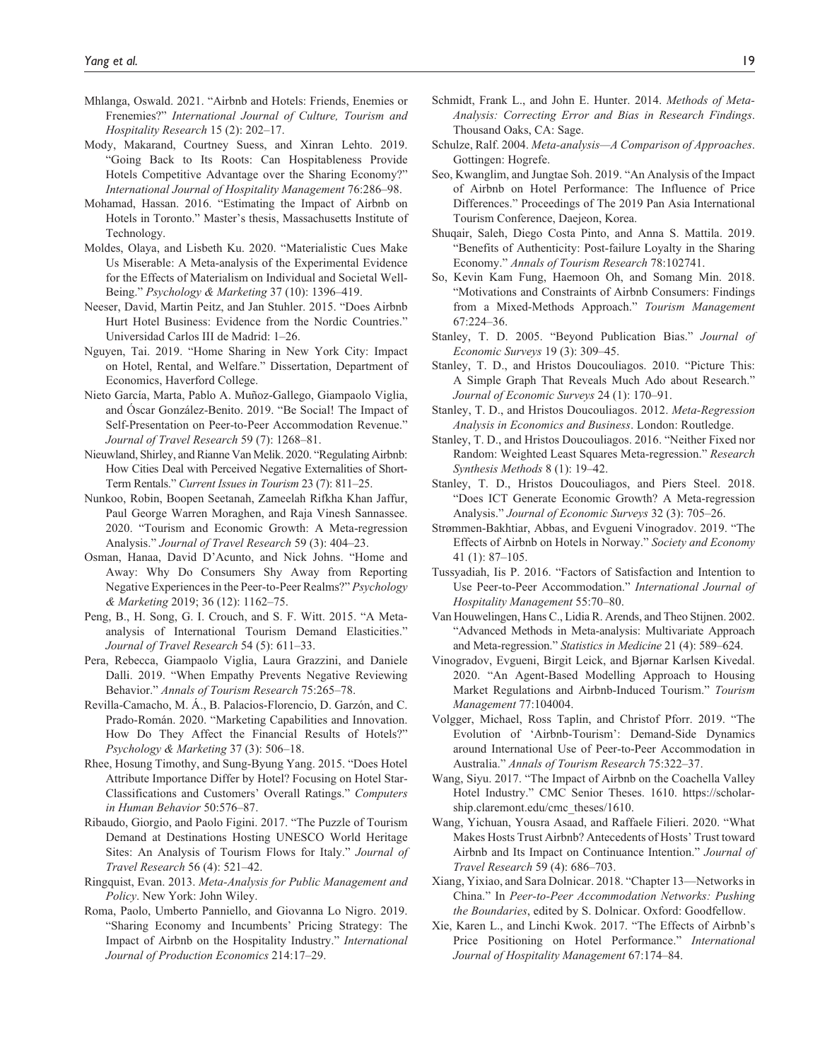Mhlanga, Oswald. 2021. "Airbnb and Hotels: Friends, Enemies or Frenemies?" *International Journal of Culture, Tourism and Hospitality Research* 15 (2): 202–17.

Mody, Makarand, Courtney Suess, and Xinran Lehto. 2019. "Going Back to Its Roots: Can Hospitableness Provide Hotels Competitive Advantage over the Sharing Economy?" *International Journal of Hospitality Management* 76:286–98.

Mohamad, Hassan. 2016. "Estimating the Impact of Airbnb on Hotels in Toronto." Master's thesis, Massachusetts Institute of Technology.

Moldes, Olaya, and Lisbeth Ku. 2020. "Materialistic Cues Make Us Miserable: A Meta-analysis of the Experimental Evidence for the Effects of Materialism on Individual and Societal Well-Being." *Psychology & Marketing* 37 (10): 1396–419.

Neeser, David, Martin Peitz, and Jan Stuhler. 2015. "Does Airbnb Hurt Hotel Business: Evidence from the Nordic Countries." Universidad Carlos III de Madrid: 1–26.

Nguyen, Tai. 2019. "Home Sharing in New York City: Impact on Hotel, Rental, and Welfare." Dissertation, Department of Economics, Haverford College.

Nieto García, Marta, Pablo A. Muñoz-Gallego, Giampaolo Viglia, and Óscar González-Benito. 2019. "Be Social! The Impact of Self-Presentation on Peer-to-Peer Accommodation Revenue." *Journal of Travel Research* 59 (7): 1268–81.

Nieuwland, Shirley, and Rianne Van Melik. 2020. "Regulating Airbnb: How Cities Deal with Perceived Negative Externalities of Short-Term Rentals." *Current Issues in Tourism* 23 (7): 811–25.

Nunkoo, Robin, Boopen Seetanah, Zameelah Rifkha Khan Jaffur, Paul George Warren Moraghen, and Raja Vinesh Sannassee. 2020. "Tourism and Economic Growth: A Meta-regression Analysis." *Journal of Travel Research* 59 (3): 404–23.

Osman, Hanaa, David D'Acunto, and Nick Johns. "Home and Away: Why Do Consumers Shy Away from Reporting Negative Experiences in the Peer-to-Peer Realms?" *Psychology & Marketing* 2019; 36 (12): 1162–75.

Peng, B., H. Song, G. I. Crouch, and S. F. Witt. 2015. "A Meta-analysis of International Tourism Demand Elasticities." *Journal of Travel Research* 54 (5): 611–33.

Pera, Rebecca, Giampaolo Viglia, Laura Grazzini, and Daniele Dalli. 2019. "When Empathy Prevents Negative Reviewing Behavior." *Annals of Tourism Research* 75:265–78.

Revilla-Camacho, M. Á., B. Palacios-Florencio, D. Garzón, and C. Prado-Román. 2020. "Marketing Capabilities and Innovation. How Do They Affect the Financial Results of Hotels?" *Psychology & Marketing* 37 (3): 506–18.

Rhee, Hosung Timothy, and Sung-Byung Yang. 2015. "Does Hotel Attribute Importance Differ by Hotel? Focusing on Hotel Star-Classifications and Customers' Overall Ratings." *Computers in Human Behavior* 50:576–87.

Ribaudo, Giorgio, and Paolo Figini. 2017. "The Puzzle of Tourism Demand at Destinations Hosting UNESCO World Heritage Sites: An Analysis of Tourism Flows for Italy." *Journal of Travel Research* 56 (4): 521–42.

Ringquist, Evan. 2013. *Meta-Analysis for Public Management and Policy*. New York: John Wiley.

Roma, Paolo, Umberto Panniello, and Giovanna Lo Nigro. 2019. "Sharing Economy and Incumbents' Pricing Strategy: The Impact of Airbnb on the Hospitality Industry." *International Journal of Production Economics* 214:17–29.

Schmidt, Frank L., and John E. Hunter. 2014. *Methods of Meta-Analysis: Correcting Error and Bias in Research Findings*. Thousand Oaks, CA: Sage.

Schulze, Ralf. 2004. *Meta-analysis—A Comparison of Approaches*. Gottingen: Hogrefe.

Seo, Kwanglim, and Jungtae Soh. 2019. "An Analysis of the Impact of Airbnb on Hotel Performance: The Influence of Price Differences." Proceedings of The 2019 Pan Asia International Tourism Conference, Daejeon, Korea.

Shuqair, Saleh, Diego Costa Pinto, and Anna S. Mattila. 2019. "Benefits of Authenticity: Post-failure Loyalty in the Sharing Economy." *Annals of Tourism Research* 78:102741.

So, Kevin Kam Fung, Haemoon Oh, and Somang Min. 2018. "Motivations and Constraints of Airbnb Consumers: Findings from a Mixed-Methods Approach." *Tourism Management* 67:224–36.

Stanley, T. D. 2005. "Beyond Publication Bias." *Journal of Economic Surveys* 19 (3): 309–45.

Stanley, T. D., and Hristos Doucouliagos. 2010. "Picture This: A Simple Graph That Reveals Much Ado about Research." *Journal of Economic Surveys* 24 (1): 170–91.

Stanley, T. D., and Hristos Doucouliagos. 2012. *Meta-Regression Analysis in Economics and Business*. London: Routledge.

Stanley, T. D., and Hristos Doucouliagos. 2016. "Neither Fixed nor Random: Weighted Least Squares Meta-regression." *Research Synthesis Methods* 8 (1): 19–42.

Stanley, T. D., Hristos Doucouliagos, and Piers Steel. 2018. "Does ICT Generate Economic Growth? A Meta-regression Analysis." *Journal of Economic Surveys* 32 (3): 705–26.

Strømmen-Bakhtiar, Abbas, and Evgueni Vinogradov. 2019. "The Effects of Airbnb on Hotels in Norway." *Society and Economy* 41 (1): 87–105.

Tussyadiah, Iis P. 2016. "Factors of Satisfaction and Intention to Use Peer-to-Peer Accommodation." *International Journal of Hospitality Management* 55:70–80.

Van Houwelingen, Hans C., Lidia R. Arends, and Theo Stijnen. 2002. "Advanced Methods in Meta-analysis: Multivariate Approach and Meta-regression." *Statistics in Medicine* 21 (4): 589–624.

Vinogradov, Evgueni, Birgit Leick, and Bjørnar Karlsen Kivedal. 2020. "An Agent-Based Modelling Approach to Housing Market Regulations and Airbnb-Induced Tourism." *Tourism Management* 77:104004.

Volgger, Michael, Ross Taplin, and Christof Pforr. 2019. "The Evolution of 'Airbnb-Tourism': Demand-Side Dynamics around International Use of Peer-to-Peer Accommodation in Australia." *Annals of Tourism Research* 75:322–37.

Wang, Siyu. 2017. "The Impact of Airbnb on the Coachella Valley Hotel Industry." CMC Senior Theses. 1610. https://scholarship.claremont.edu/cmc_theses/1610.

Wang, Yichuan, Yousra Asaad, and Raffaele Filieri. 2020. "What Makes Hosts Trust Airbnb? Antecedents of Hosts' Trust toward Airbnb and Its Impact on Continuance Intention." *Journal of Travel Research* 59 (4): 686–703.

Xiang, Yixiao, and Sara Dolnicar. 2018. "Chapter 13—Networks in China." In *Peer-to-Peer Accommodation Networks: Pushing the Boundaries*, edited by S. Dolnicar. Oxford: Goodfellow.

Xie, Karen L., and Linchi Kwok. 2017. "The Effects of Airbnb's Price Positioning on Hotel Performance." *International Journal of Hospitality Management* 67:174–84.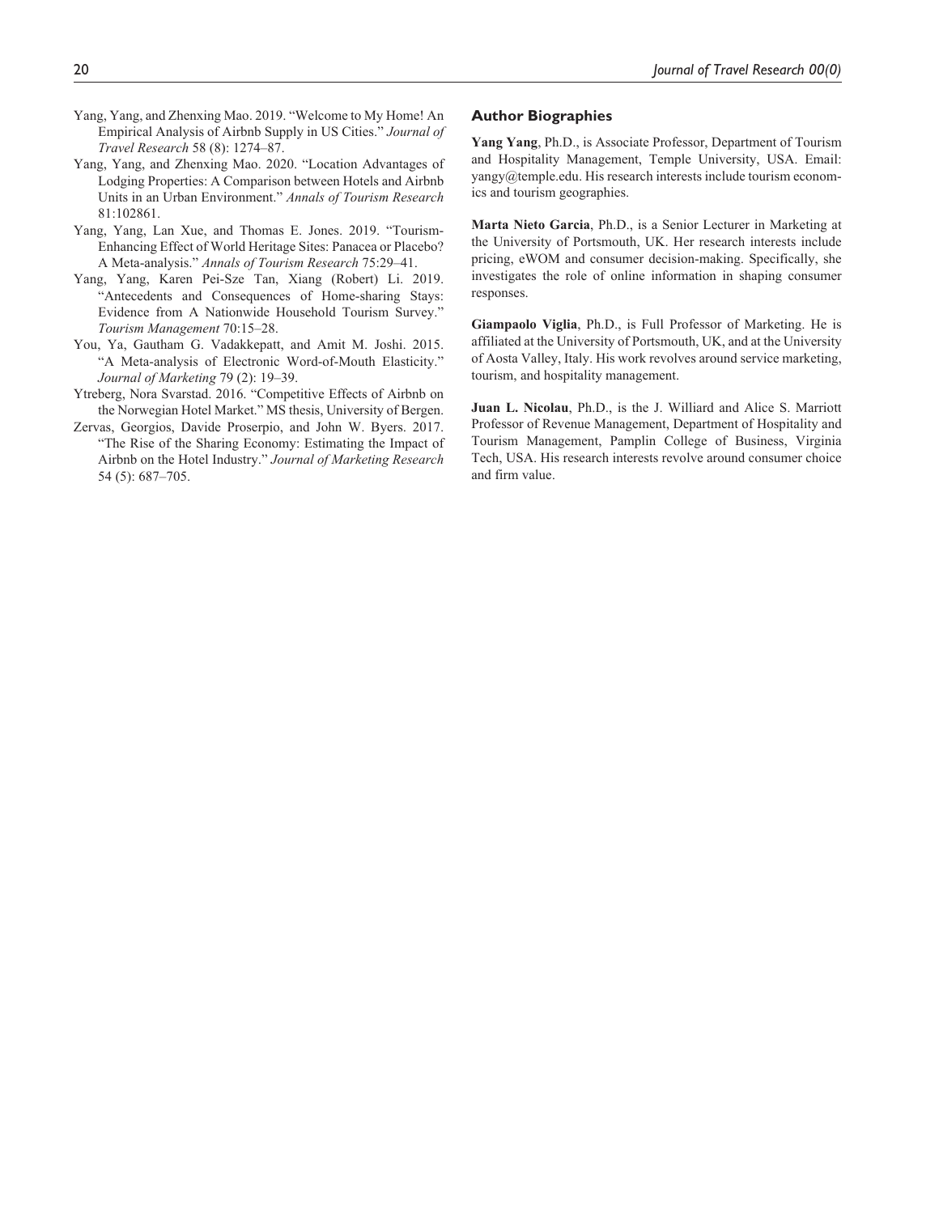Yang, Yang, and Zhenxing Mao. 2019. "Welcome to My Home! An Empirical Analysis of Airbnb Supply in US Cities." *Journal of Travel Research* 58 (8): 1274–87.

Yang, Yang, and Zhenxing Mao. 2020. "Location Advantages of Lodging Properties: A Comparison between Hotels and Airbnb Units in an Urban Environment." *Annals of Tourism Research* 81:102861.

Yang, Yang, Lan Xue, and Thomas E. Jones. 2019. "Tourism-Enhancing Effect of World Heritage Sites: Panacea or Placebo? A Meta-analysis." *Annals of Tourism Research* 75:29–41.

Yang, Yang, Karen Pei-Sze Tan, Xiang (Robert) Li. 2019. "Antecedents and Consequences of Home-sharing Stays: Evidence from A Nationwide Household Tourism Survey." *Tourism Management* 70:15–28.

You, Ya, Gautham G. Vadakkepatt, and Amit M. Joshi. 2015. "A Meta-analysis of Electronic Word-of-Mouth Elasticity." *Journal of Marketing* 79 (2): 19–39.

Ytreberg, Nora Svarstad. 2016. "Competitive Effects of Airbnb on the Norwegian Hotel Market." MS thesis, University of Bergen.

Zervas, Georgios, Davide Proserpio, and John W. Byers. 2017. "The Rise of the Sharing Economy: Estimating the Impact of Airbnb on the Hotel Industry." *Journal of Marketing Research* 54 (5): 687–705.

## Author Biographies

**Yang Yang**, Ph.D., is Associate Professor, Department of Tourism and Hospitality Management, Temple University, USA. Email: yangy@temple.edu. His research interests include tourism economics and tourism geographies.

**Marta Nieto Garcia**, Ph.D., is a Senior Lecturer in Marketing at the University of Portsmouth, UK. Her research interests include pricing, eWOM and consumer decision-making. Specifically, she investigates the role of online information in shaping consumer responses.

**Giampaolo Viglia**, Ph.D., is Full Professor of Marketing. He is affiliated at the University of Portsmouth, UK, and at the University of Aosta Valley, Italy. His work revolves around service marketing, tourism, and hospitality management.

**Juan L. Nicolau**, Ph.D., is the J. Williard and Alice S. Marriott Professor of Revenue Management, Department of Hospitality and Tourism Management, Pamplin College of Business, Virginia Tech, USA. His research interests revolve around consumer choice and firm value.